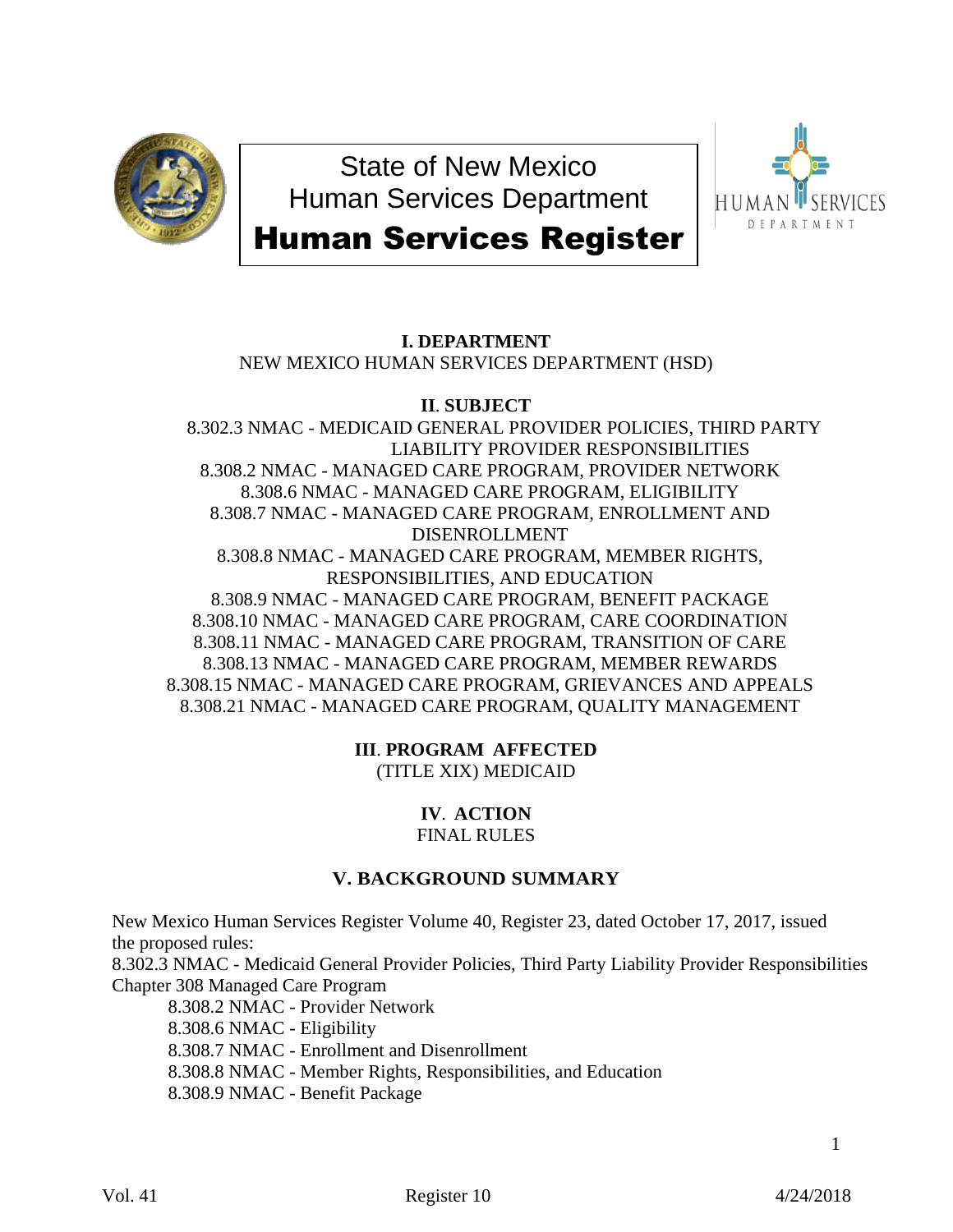# State of New Mexico
# Human Services Department
# Human Services Register

**I. DEPARTMENT**
NEW MEXICO HUMAN SERVICES DEPARTMENT (HSD)

**II. SUBJECT**
8.302.3 NMAC - MEDICAID GENERAL PROVIDER POLICIES, THIRD PARTY LIABILITY PROVIDER RESPONSIBILITIES
8.308.2 NMAC - MANAGED CARE PROGRAM, PROVIDER NETWORK
8.308.6 NMAC - MANAGED CARE PROGRAM, ELIGIBILITY
8.308.7 NMAC - MANAGED CARE PROGRAM, ENROLLMENT AND DISENROLLMENT
8.308.8 NMAC - MANAGED CARE PROGRAM, MEMBER RIGHTS, RESPONSIBILITIES, AND EDUCATION
8.308.9 NMAC - MANAGED CARE PROGRAM, BENEFIT PACKAGE
8.308.10 NMAC - MANAGED CARE PROGRAM, CARE COORDINATION
8.308.11 NMAC - MANAGED CARE PROGRAM, TRANSITION OF CARE
8.308.13 NMAC - MANAGED CARE PROGRAM, MEMBER REWARDS
8.308.15 NMAC - MANAGED CARE PROGRAM, GRIEVANCES AND APPEALS
8.308.21 NMAC - MANAGED CARE PROGRAM, QUALITY MANAGEMENT

**III. PROGRAM AFFECTED**
(TITLE XIX) MEDICAID

**IV. ACTION**
FINAL RULES

**V. BACKGROUND SUMMARY**

New Mexico Human Services Register Volume 40, Register 23, dated October 17, 2017, issued the proposed rules:
8.302.3 NMAC - Medicaid General Provider Policies, Third Party Liability Provider Responsibilities
Chapter 308 Managed Care Program
- 8.308.2 NMAC - Provider Network
- 8.308.6 NMAC - Eligibility
- 8.308.7 NMAC - Enrollment and Disenrollment
- 8.308.8 NMAC - Member Rights, Responsibilities, and Education
- 8.308.9 NMAC - Benefit Package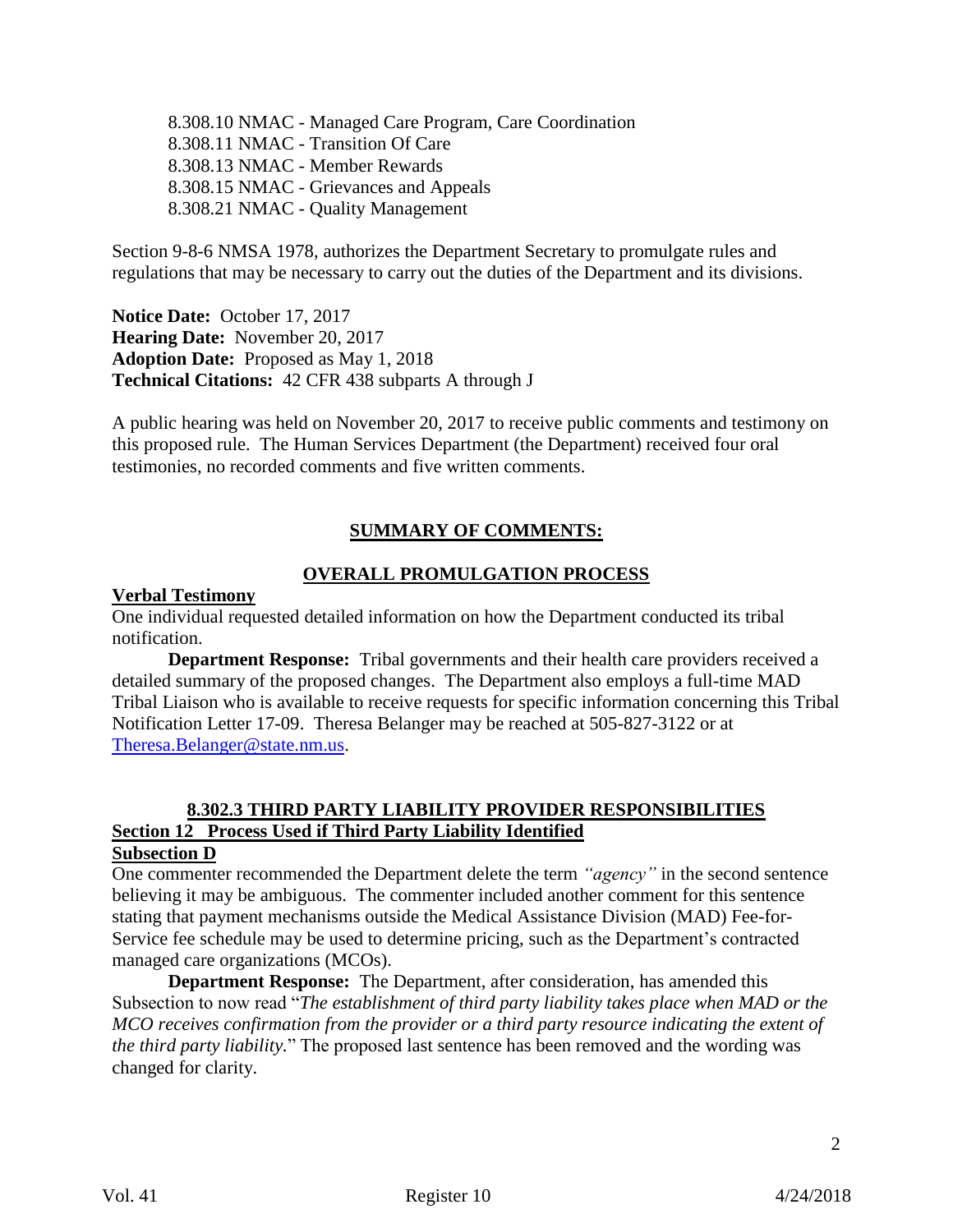8.308.10 NMAC - Managed Care Program, Care Coordination
8.308.11 NMAC - Transition Of Care
8.308.13 NMAC - Member Rewards
8.308.15 NMAC - Grievances and Appeals
8.308.21 NMAC - Quality Management

Section 9-8-6 NMSA 1978, authorizes the Department Secretary to promulgate rules and regulations that may be necessary to carry out the duties of the Department and its divisions.

**Notice Date:** October 17, 2017
**Hearing Date:** November 20, 2017
**Adoption Date:** Proposed as May 1, 2018
**Technical Citations:** 42 CFR 438 subparts A through J

A public hearing was held on November 20, 2017 to receive public comments and testimony on this proposed rule. The Human Services Department (the Department) received four oral testimonies, no recorded comments and five written comments.

## SUMMARY OF COMMENTS:

### OVERALL PROMULGATION PROCESS

**Verbal Testimony**

One individual requested detailed information on how the Department conducted its tribal notification.

**Department Response:** Tribal governments and their health care providers received a detailed summary of the proposed changes. The Department also employs a full-time MAD Tribal Liaison who is available to receive requests for specific information concerning this Tribal Notification Letter 17-09. Theresa Belanger may be reached at 505-827-3122 or at Theresa.Belanger@state.nm.us.

### 8.302.3 THIRD PARTY LIABILITY PROVIDER RESPONSIBILITIES

**Section 12 Process Used if Third Party Liability Identified**

**Subsection D**

One commenter recommended the Department delete the term *"agency"* in the second sentence believing it may be ambiguous. The commenter included another comment for this sentence stating that payment mechanisms outside the Medical Assistance Division (MAD) Fee-for-Service fee schedule may be used to determine pricing, such as the Department's contracted managed care organizations (MCOs).

**Department Response:** The Department, after consideration, has amended this Subsection to now read "*The establishment of third party liability takes place when MAD or the MCO receives confirmation from the provider or a third party resource indicating the extent of the third party liability.*" The proposed last sentence has been removed and the wording was changed for clarity.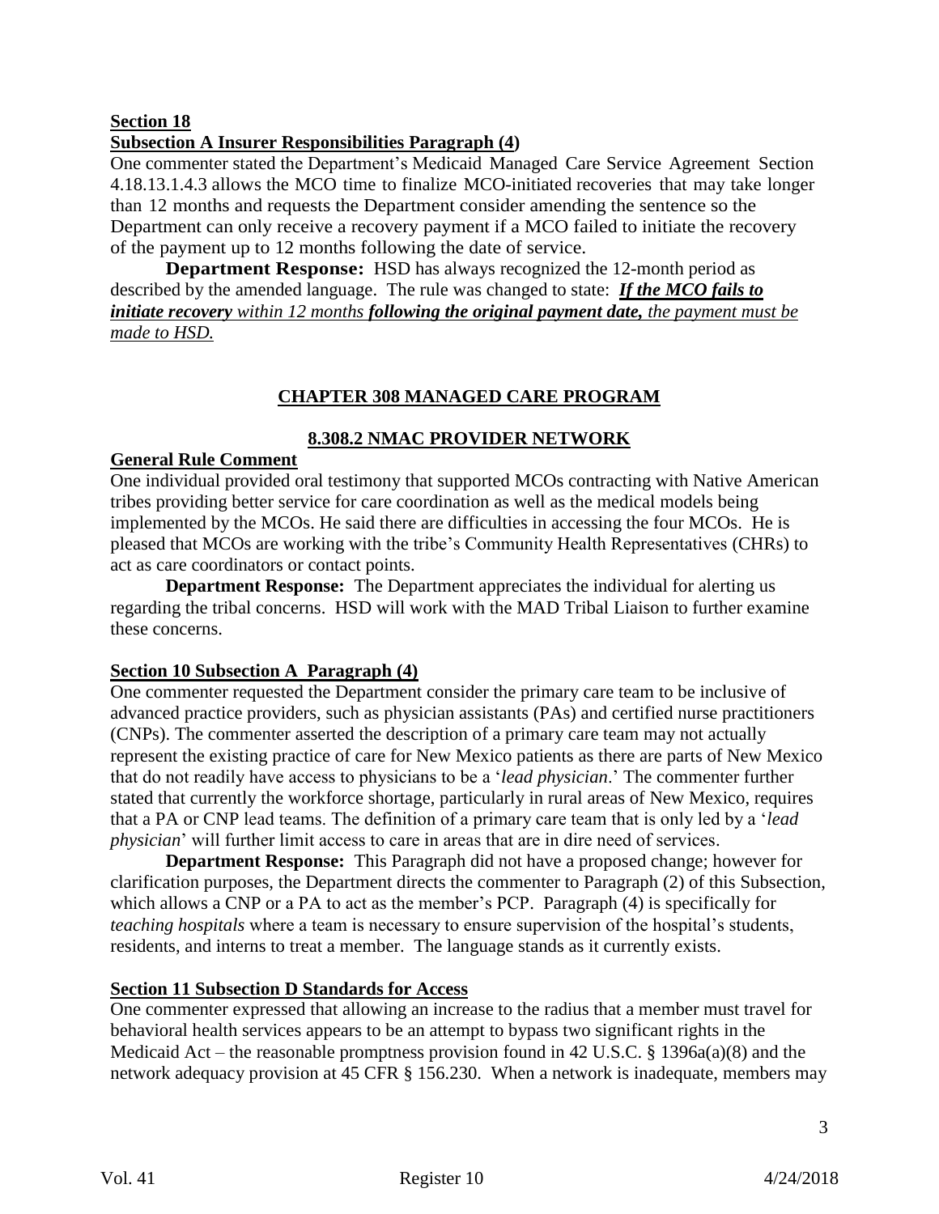**Section 18**
**Subsection A Insurer Responsibilities Paragraph (4)**

One commenter stated the Department's Medicaid Managed Care Service Agreement Section 4.18.13.1.4.3 allows the MCO time to finalize MCO-initiated recoveries that may take longer than 12 months and requests the Department consider amending the sentence so the Department can only receive a recovery payment if a MCO failed to initiate the recovery of the payment up to 12 months following the date of service.

**Department Response:** HSD has always recognized the 12-month period as described by the amended language. The rule was changed to state: ***If the MCO fails to initiate recovery*** *within 12 months* ***following the original payment date,*** *the payment must be made to HSD.*

## CHAPTER 308 MANAGED CARE PROGRAM

### 8.308.2 NMAC PROVIDER NETWORK

**General Rule Comment**

One individual provided oral testimony that supported MCOs contracting with Native American tribes providing better service for care coordination as well as the medical models being implemented by the MCOs. He said there are difficulties in accessing the four MCOs. He is pleased that MCOs are working with the tribe's Community Health Representatives (CHRs) to act as care coordinators or contact points.

**Department Response:** The Department appreciates the individual for alerting us regarding the tribal concerns. HSD will work with the MAD Tribal Liaison to further examine these concerns.

**Section 10 Subsection A Paragraph (4)**

One commenter requested the Department consider the primary care team to be inclusive of advanced practice providers, such as physician assistants (PAs) and certified nurse practitioners (CNPs). The commenter asserted the description of a primary care team may not actually represent the existing practice of care for New Mexico patients as there are parts of New Mexico that do not readily have access to physicians to be a '*lead physician*.' The commenter further stated that currently the workforce shortage, particularly in rural areas of New Mexico, requires that a PA or CNP lead teams. The definition of a primary care team that is only led by a '*lead physician*' will further limit access to care in areas that are in dire need of services.

**Department Response:** This Paragraph did not have a proposed change; however for clarification purposes, the Department directs the commenter to Paragraph (2) of this Subsection, which allows a CNP or a PA to act as the member's PCP. Paragraph (4) is specifically for *teaching hospitals* where a team is necessary to ensure supervision of the hospital's students, residents, and interns to treat a member. The language stands as it currently exists.

**Section 11 Subsection D Standards for Access**

One commenter expressed that allowing an increase to the radius that a member must travel for behavioral health services appears to be an attempt to bypass two significant rights in the Medicaid Act – the reasonable promptness provision found in 42 U.S.C. § 1396a(a)(8) and the network adequacy provision at 45 CFR § 156.230. When a network is inadequate, members may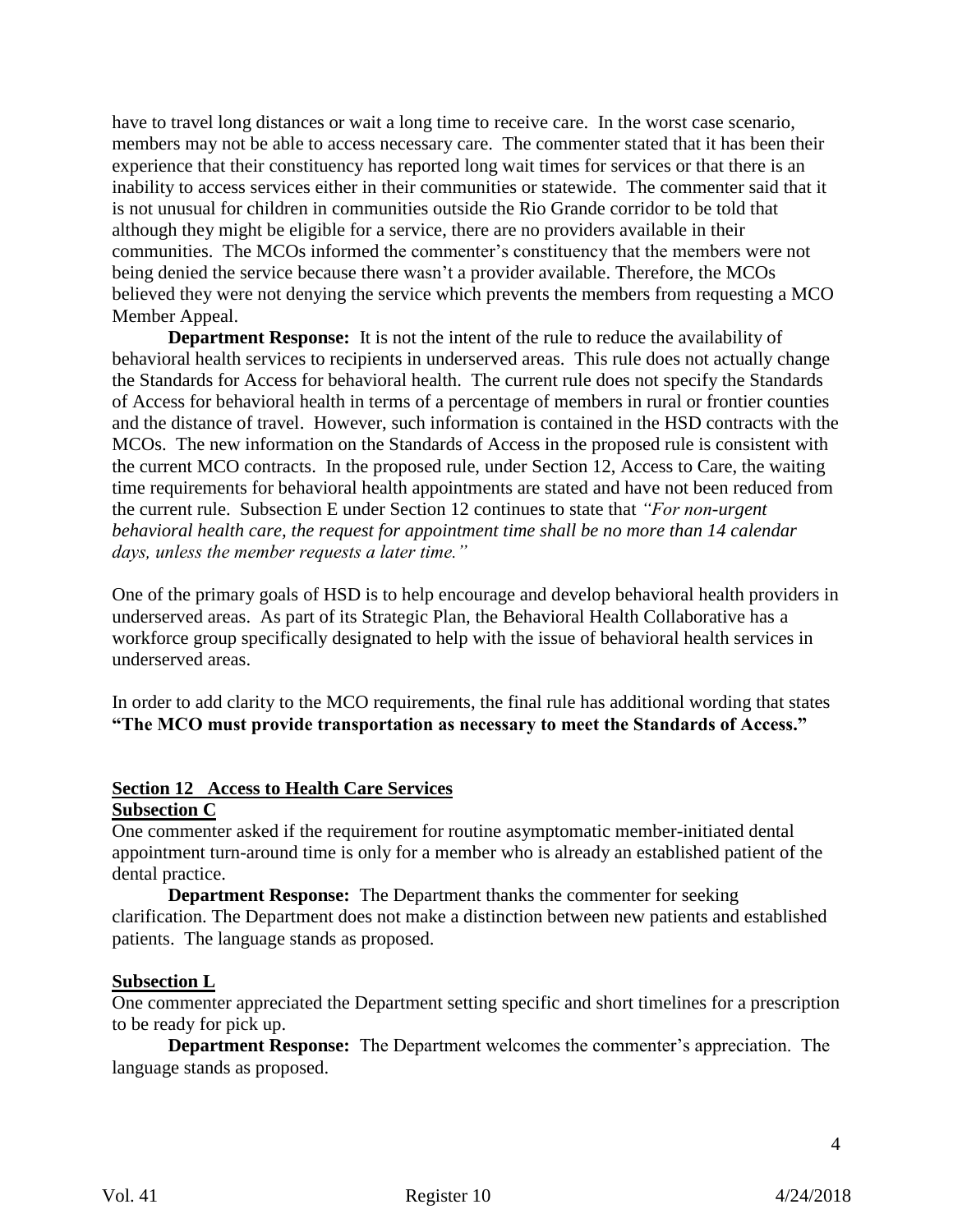have to travel long distances or wait a long time to receive care. In the worst case scenario, members may not be able to access necessary care. The commenter stated that it has been their experience that their constituency has reported long wait times for services or that there is an inability to access services either in their communities or statewide. The commenter said that it is not unusual for children in communities outside the Rio Grande corridor to be told that although they might be eligible for a service, there are no providers available in their communities. The MCOs informed the commenter's constituency that the members were not being denied the service because there wasn't a provider available. Therefore, the MCOs believed they were not denying the service which prevents the members from requesting a MCO Member Appeal.

**Department Response:** It is not the intent of the rule to reduce the availability of behavioral health services to recipients in underserved areas. This rule does not actually change the Standards for Access for behavioral health. The current rule does not specify the Standards of Access for behavioral health in terms of a percentage of members in rural or frontier counties and the distance of travel. However, such information is contained in the HSD contracts with the MCOs. The new information on the Standards of Access in the proposed rule is consistent with the current MCO contracts. In the proposed rule, under Section 12, Access to Care, the waiting time requirements for behavioral health appointments are stated and have not been reduced from the current rule. Subsection E under Section 12 continues to state that *"For non-urgent behavioral health care, the request for appointment time shall be no more than 14 calendar days, unless the member requests a later time."*

One of the primary goals of HSD is to help encourage and develop behavioral health providers in underserved areas. As part of its Strategic Plan, the Behavioral Health Collaborative has a workforce group specifically designated to help with the issue of behavioral health services in underserved areas.

In order to add clarity to the MCO requirements, the final rule has additional wording that states **"The MCO must provide transportation as necessary to meet the Standards of Access."**

## Section 12 Access to Health Care Services

### Subsection C

One commenter asked if the requirement for routine asymptomatic member-initiated dental appointment turn-around time is only for a member who is already an established patient of the dental practice.

**Department Response:** The Department thanks the commenter for seeking clarification. The Department does not make a distinction between new patients and established patients. The language stands as proposed.

### Subsection L

One commenter appreciated the Department setting specific and short timelines for a prescription to be ready for pick up.

**Department Response:** The Department welcomes the commenter's appreciation. The language stands as proposed.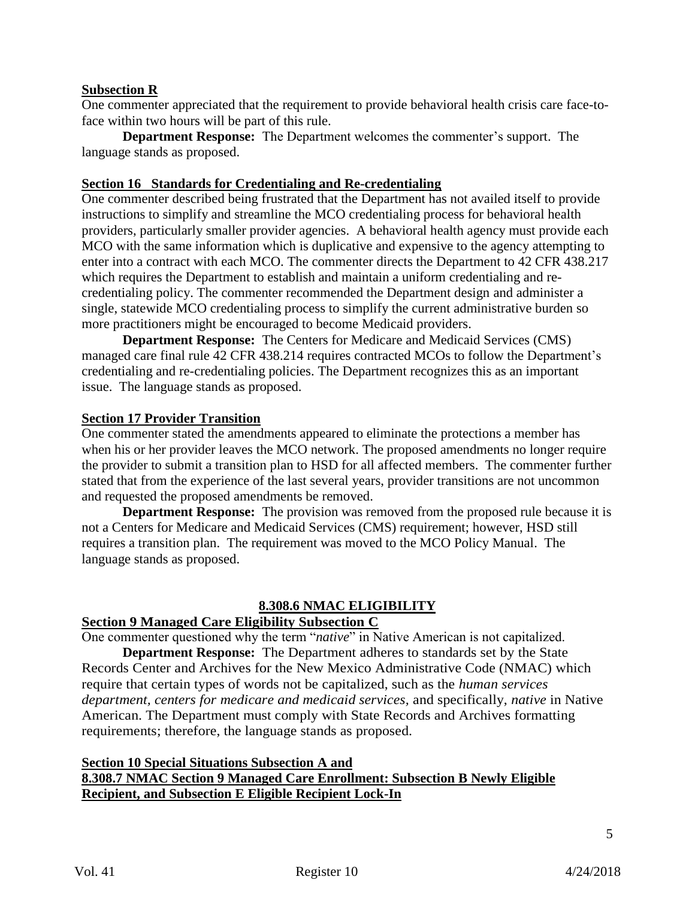**Subsection R**

One commenter appreciated that the requirement to provide behavioral health crisis care face-to-face within two hours will be part of this rule.

**Department Response:** The Department welcomes the commenter's support. The language stands as proposed.

**Section 16 Standards for Credentialing and Re-credentialing**

One commenter described being frustrated that the Department has not availed itself to provide instructions to simplify and streamline the MCO credentialing process for behavioral health providers, particularly smaller provider agencies. A behavioral health agency must provide each MCO with the same information which is duplicative and expensive to the agency attempting to enter into a contract with each MCO. The commenter directs the Department to 42 CFR 438.217 which requires the Department to establish and maintain a uniform credentialing and re-credentialing policy. The commenter recommended the Department design and administer a single, statewide MCO credentialing process to simplify the current administrative burden so more practitioners might be encouraged to become Medicaid providers.

**Department Response:** The Centers for Medicare and Medicaid Services (CMS) managed care final rule 42 CFR 438.214 requires contracted MCOs to follow the Department's credentialing and re-credentialing policies. The Department recognizes this as an important issue. The language stands as proposed.

**Section 17 Provider Transition**

One commenter stated the amendments appeared to eliminate the protections a member has when his or her provider leaves the MCO network. The proposed amendments no longer require the provider to submit a transition plan to HSD for all affected members. The commenter further stated that from the experience of the last several years, provider transitions are not uncommon and requested the proposed amendments be removed.

**Department Response:** The provision was removed from the proposed rule because it is not a Centers for Medicare and Medicaid Services (CMS) requirement; however, HSD still requires a transition plan. The requirement was moved to the MCO Policy Manual. The language stands as proposed.

## 8.308.6 NMAC ELIGIBILITY

**Section 9 Managed Care Eligibility Subsection C**

One commenter questioned why the term "*native*" in Native American is not capitalized.

**Department Response:** The Department adheres to standards set by the State Records Center and Archives for the New Mexico Administrative Code (NMAC) which require that certain types of words not be capitalized, such as the *human services department, centers for medicare and medicaid services,* and specifically, *native* in Native American. The Department must comply with State Records and Archives formatting requirements; therefore, the language stands as proposed.

**Section 10 Special Situations Subsection A and 8.308.7 NMAC Section 9 Managed Care Enrollment: Subsection B Newly Eligible Recipient, and Subsection E Eligible Recipient Lock-In**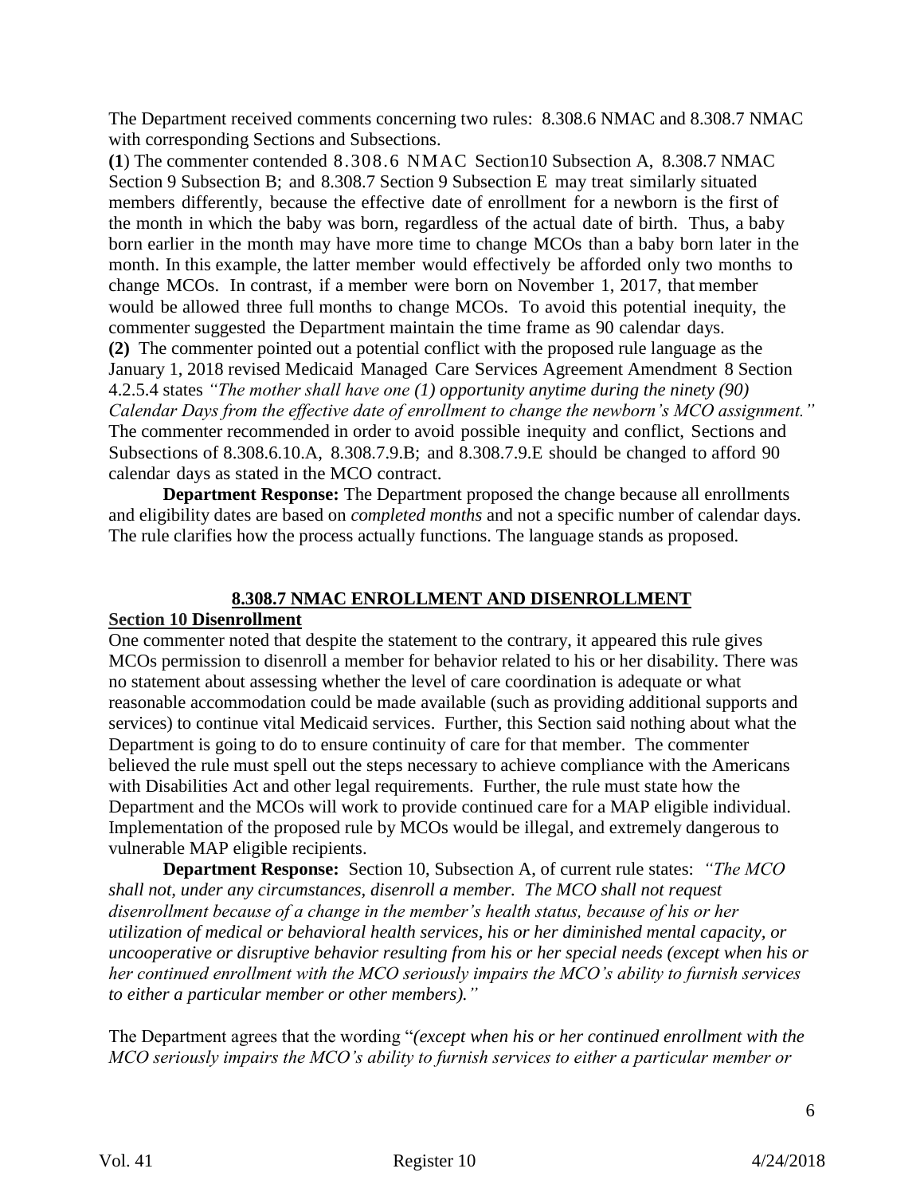The Department received comments concerning two rules: 8.308.6 NMAC and 8.308.7 NMAC with corresponding Sections and Subsections.

**(1**) The commenter contended 8.308.6 NMAC Section10 Subsection A, 8.308.7 NMAC Section 9 Subsection B; and 8.308.7 Section 9 Subsection E may treat similarly situated members differently, because the effective date of enrollment for a newborn is the first of the month in which the baby was born, regardless of the actual date of birth. Thus, a baby born earlier in the month may have more time to change MCOs than a baby born later in the month. In this example, the latter member would effectively be afforded only two months to change MCOs. In contrast, if a member were born on November 1, 2017, that member would be allowed three full months to change MCOs. To avoid this potential inequity, the commenter suggested the Department maintain the time frame as 90 calendar days.

**(2)** The commenter pointed out a potential conflict with the proposed rule language as the January 1, 2018 revised Medicaid Managed Care Services Agreement Amendment 8 Section 4.2.5.4 states *"The mother shall have one (1) opportunity anytime during the ninety (90) Calendar Days from the effective date of enrollment to change the newborn's MCO assignment."* The commenter recommended in order to avoid possible inequity and conflict, Sections and Subsections of 8.308.6.10.A, 8.308.7.9.B; and 8.308.7.9.E should be changed to afford 90 calendar days as stated in the MCO contract.

**Department Response:** The Department proposed the change because all enrollments and eligibility dates are based on *completed months* and not a specific number of calendar days. The rule clarifies how the process actually functions. The language stands as proposed.

## 8.308.7 NMAC ENROLLMENT AND DISENROLLMENT

### Section 10 Disenrollment

One commenter noted that despite the statement to the contrary, it appeared this rule gives MCOs permission to disenroll a member for behavior related to his or her disability. There was no statement about assessing whether the level of care coordination is adequate or what reasonable accommodation could be made available (such as providing additional supports and services) to continue vital Medicaid services. Further, this Section said nothing about what the Department is going to do to ensure continuity of care for that member. The commenter believed the rule must spell out the steps necessary to achieve compliance with the Americans with Disabilities Act and other legal requirements. Further, the rule must state how the Department and the MCOs will work to provide continued care for a MAP eligible individual. Implementation of the proposed rule by MCOs would be illegal, and extremely dangerous to vulnerable MAP eligible recipients.

**Department Response:** Section 10, Subsection A, of current rule states: *"The MCO shall not, under any circumstances, disenroll a member. The MCO shall not request disenrollment because of a change in the member's health status, because of his or her utilization of medical or behavioral health services, his or her diminished mental capacity, or uncooperative or disruptive behavior resulting from his or her special needs (except when his or her continued enrollment with the MCO seriously impairs the MCO's ability to furnish services to either a particular member or other members)."*

The Department agrees that the wording "*(except when his or her continued enrollment with the MCO seriously impairs the MCO's ability to furnish services to either a particular member or*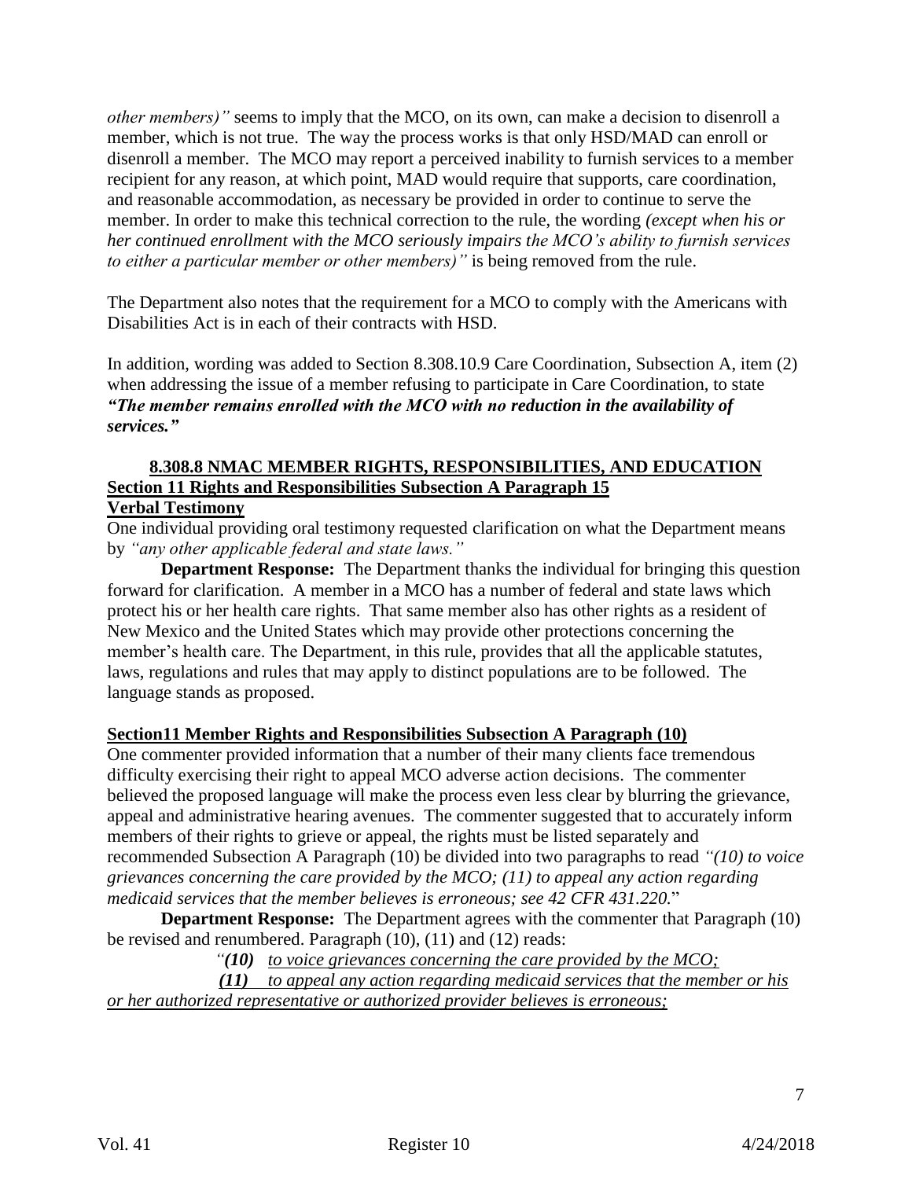*other members)"* seems to imply that the MCO, on its own, can make a decision to disenroll a member, which is not true. The way the process works is that only HSD/MAD can enroll or disenroll a member. The MCO may report a perceived inability to furnish services to a member recipient for any reason, at which point, MAD would require that supports, care coordination, and reasonable accommodation, as necessary be provided in order to continue to serve the member. In order to make this technical correction to the rule, the wording *(except when his or her continued enrollment with the MCO seriously impairs the MCO's ability to furnish services to either a particular member or other members)"* is being removed from the rule.

The Department also notes that the requirement for a MCO to comply with the Americans with Disabilities Act is in each of their contracts with HSD.

In addition, wording was added to Section 8.308.10.9 Care Coordination, Subsection A, item (2) when addressing the issue of a member refusing to participate in Care Coordination, to state ***"The member remains enrolled with the MCO with no reduction in the availability of services."***

**8.308.8 NMAC MEMBER RIGHTS, RESPONSIBILITIES, AND EDUCATION**
**Section 11 Rights and Responsibilities Subsection A Paragraph 15**
**Verbal Testimony**

One individual providing oral testimony requested clarification on what the Department means by *"any other applicable federal and state laws."*

**Department Response:** The Department thanks the individual for bringing this question forward for clarification. A member in a MCO has a number of federal and state laws which protect his or her health care rights. That same member also has other rights as a resident of New Mexico and the United States which may provide other protections concerning the member's health care. The Department, in this rule, provides that all the applicable statutes, laws, regulations and rules that may apply to distinct populations are to be followed. The language stands as proposed.

**Section11 Member Rights and Responsibilities Subsection A Paragraph (10)**

One commenter provided information that a number of their many clients face tremendous difficulty exercising their right to appeal MCO adverse action decisions. The commenter believed the proposed language will make the process even less clear by blurring the grievance, appeal and administrative hearing avenues. The commenter suggested that to accurately inform members of their rights to grieve or appeal, the rights must be listed separately and recommended Subsection A Paragraph (10) be divided into two paragraphs to read *"(10) to voice grievances concerning the care provided by the MCO; (11) to appeal any action regarding medicaid services that the member believes is erroneous; see 42 CFR 431.220.*"

**Department Response:** The Department agrees with the commenter that Paragraph (10) be revised and renumbered. Paragraph (10), (11) and (12) reads:

*"**(10)** to voice grievances concerning the care provided by the MCO;*

***(11)** to appeal any action regarding medicaid services that the member or his or her authorized representative or authorized provider believes is erroneous;*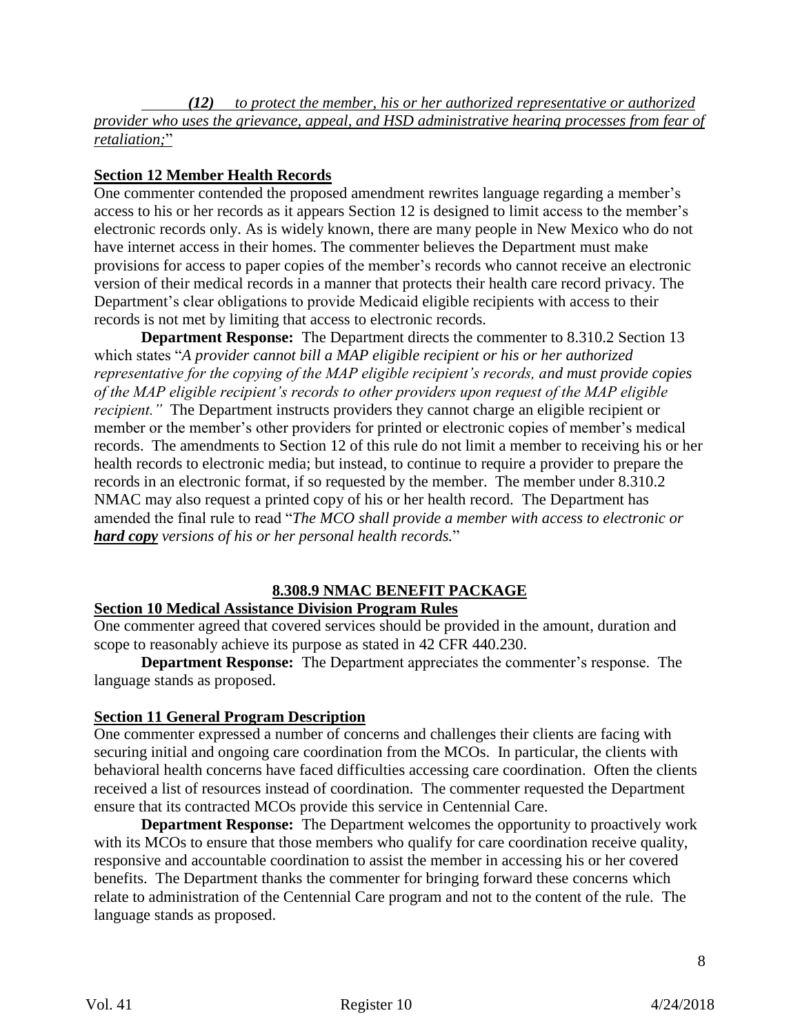***(12)*** *to protect the member, his or her authorized representative or authorized provider who uses the grievance, appeal, and HSD administrative hearing processes from fear of retaliation;*"

**Section 12 Member Health Records**

One commenter contended the proposed amendment rewrites language regarding a member's access to his or her records as it appears Section 12 is designed to limit access to the member's electronic records only. As is widely known, there are many people in New Mexico who do not have internet access in their homes. The commenter believes the Department must make provisions for access to paper copies of the member's records who cannot receive an electronic version of their medical records in a manner that protects their health care record privacy. The Department's clear obligations to provide Medicaid eligible recipients with access to their records is not met by limiting that access to electronic records.

**Department Response:** The Department directs the commenter to 8.310.2 Section 13 which states "*A provider cannot bill a MAP eligible recipient or his or her authorized representative for the copying of the MAP eligible recipient's records, and must provide copies of the MAP eligible recipient's records to other providers upon request of the MAP eligible recipient."* The Department instructs providers they cannot charge an eligible recipient or member or the member's other providers for printed or electronic copies of member's medical records. The amendments to Section 12 of this rule do not limit a member to receiving his or her health records to electronic media; but instead, to continue to require a provider to prepare the records in an electronic format, if so requested by the member. The member under 8.310.2 NMAC may also request a printed copy of his or her health record. The Department has amended the final rule to read "*The MCO shall provide a member with access to electronic or* ***hard copy*** *versions of his or her personal health records.*"

## 8.308.9 NMAC BENEFIT PACKAGE

**Section 10 Medical Assistance Division Program Rules**

One commenter agreed that covered services should be provided in the amount, duration and scope to reasonably achieve its purpose as stated in 42 CFR 440.230.

**Department Response:** The Department appreciates the commenter's response. The language stands as proposed.

**Section 11 General Program Description**

One commenter expressed a number of concerns and challenges their clients are facing with securing initial and ongoing care coordination from the MCOs. In particular, the clients with behavioral health concerns have faced difficulties accessing care coordination. Often the clients received a list of resources instead of coordination. The commenter requested the Department ensure that its contracted MCOs provide this service in Centennial Care.

**Department Response:** The Department welcomes the opportunity to proactively work with its MCOs to ensure that those members who qualify for care coordination receive quality, responsive and accountable coordination to assist the member in accessing his or her covered benefits. The Department thanks the commenter for bringing forward these concerns which relate to administration of the Centennial Care program and not to the content of the rule. The language stands as proposed.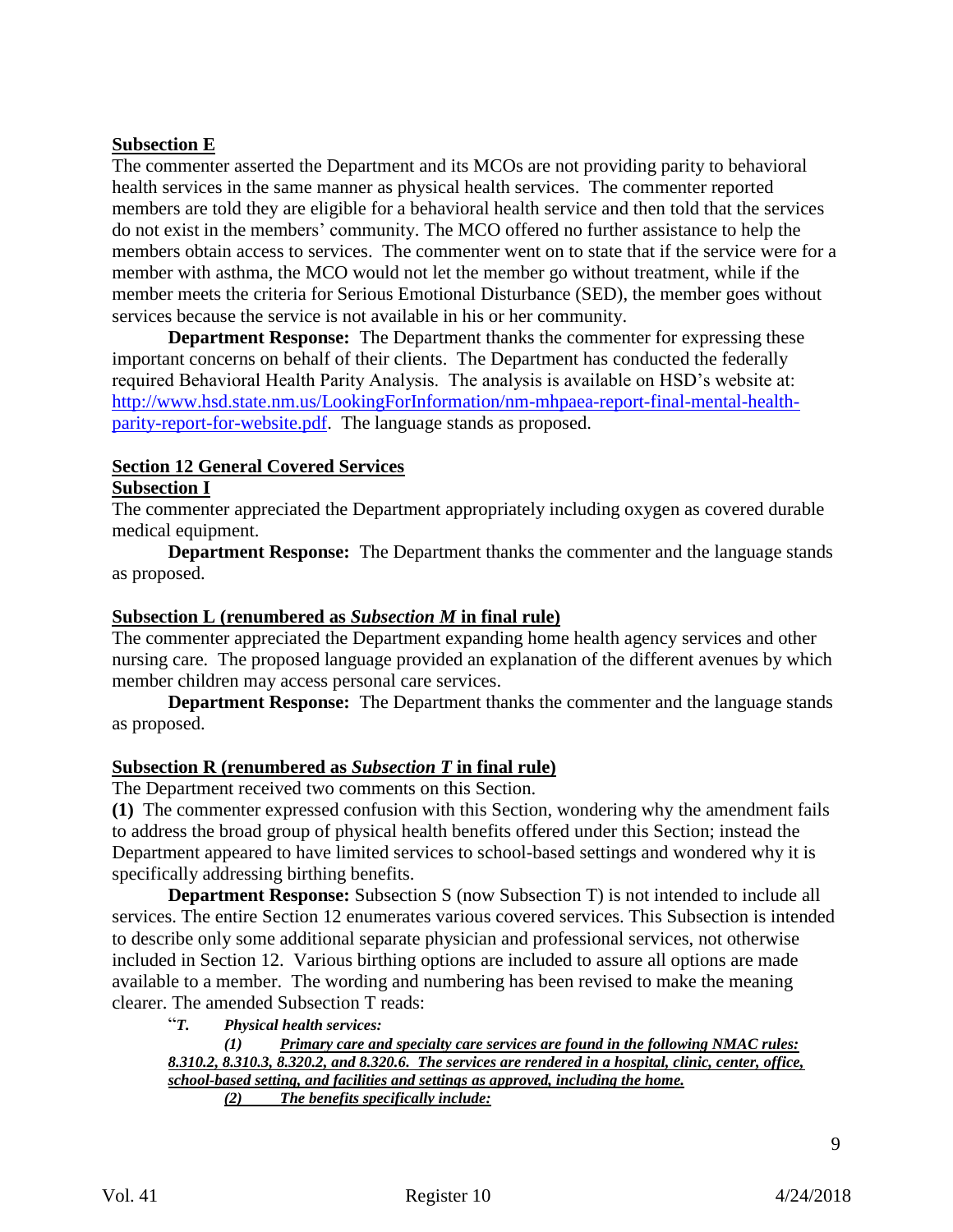**<u>Subsection E</u>**

The commenter asserted the Department and its MCOs are not providing parity to behavioral health services in the same manner as physical health services. The commenter reported members are told they are eligible for a behavioral health service and then told that the services do not exist in the members' community. The MCO offered no further assistance to help the members obtain access to services. The commenter went on to state that if the service were for a member with asthma, the MCO would not let the member go without treatment, while if the member meets the criteria for Serious Emotional Disturbance (SED), the member goes without services because the service is not available in his or her community.

**Department Response:** The Department thanks the commenter for expressing these important concerns on behalf of their clients. The Department has conducted the federally required Behavioral Health Parity Analysis. The analysis is available on HSD's website at: [http://www.hsd.state.nm.us/LookingForInformation/nm-mhpaea-report-final-mental-health-parity-report-for-website.pdf](http://www.hsd.state.nm.us/LookingForInformation/nm-mhpaea-report-final-mental-health-parity-report-for-website.pdf). The language stands as proposed.

**<u>Section 12 General Covered Services</u>**

**<u>Subsection I</u>**

The commenter appreciated the Department appropriately including oxygen as covered durable medical equipment.

**Department Response:** The Department thanks the commenter and the language stands as proposed.

**<u>Subsection L (renumbered as *Subsection M* in final rule)</u>**

The commenter appreciated the Department expanding home health agency services and other nursing care. The proposed language provided an explanation of the different avenues by which member children may access personal care services.

**Department Response:** The Department thanks the commenter and the language stands as proposed.

**<u>Subsection R (renumbered as *Subsection T* in final rule)</u>**

The Department received two comments on this Section.

**(1)** The commenter expressed confusion with this Section, wondering why the amendment fails to address the broad group of physical health benefits offered under this Section; instead the Department appeared to have limited services to school-based settings and wondered why it is specifically addressing birthing benefits.

**Department Response:** Subsection S (now Subsection T) is not intended to include all services. The entire Section 12 enumerates various covered services. This Subsection is intended to describe only some additional separate physician and professional services, not otherwise included in Section 12. Various birthing options are included to assure all options are made available to a member. The wording and numbering has been revised to make the meaning clearer. The amended Subsection T reads:

"***T.*** ***Physical health services:***

***(1)*** ***<u>Primary care and specialty care services are found in the following NMAC rules: 8.310.2, 8.310.3, 8.320.2, and 8.320.6. The services are rendered in a hospital, clinic, center, office, school-based setting, and facilities and settings as approved, including the home.</u>***

***<u>(2)</u>*** ***<u>The benefits specifically include:</u>***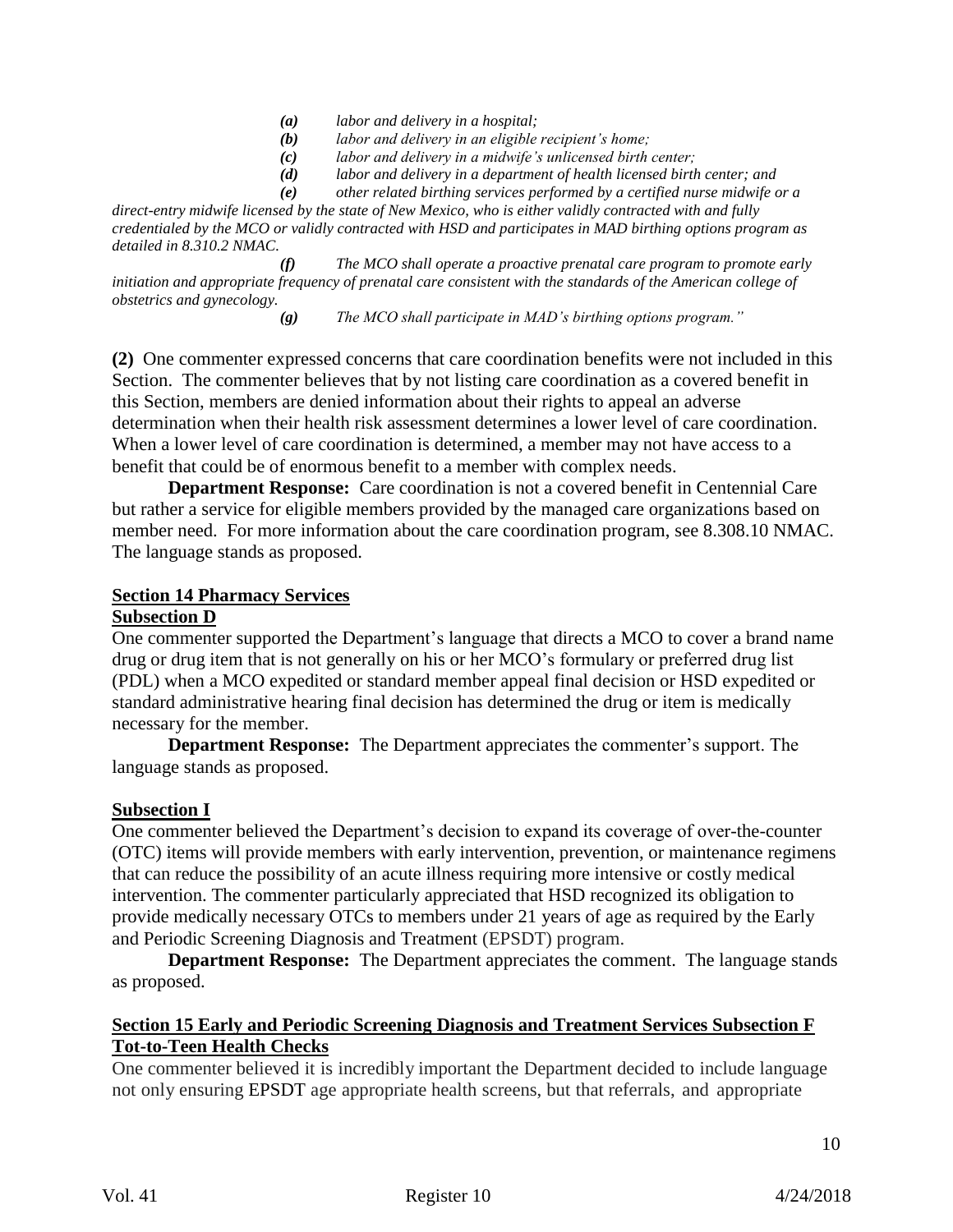*(a) labor and delivery in a hospital;*

*(b) labor and delivery in an eligible recipient's home;*

*(c) labor and delivery in a midwife's unlicensed birth center;*

*(d) labor and delivery in a department of health licensed birth center; and*

*(e) other related birthing services performed by a certified nurse midwife or a direct-entry midwife licensed by the state of New Mexico, who is either validly contracted with and fully credentialed by the MCO or validly contracted with HSD and participates in MAD birthing options program as detailed in 8.310.2 NMAC.*

*(f) The MCO shall operate a proactive prenatal care program to promote early initiation and appropriate frequency of prenatal care consistent with the standards of the American college of obstetrics and gynecology.*

*(g) The MCO shall participate in MAD's birthing options program."*

**(2)** One commenter expressed concerns that care coordination benefits were not included in this Section. The commenter believes that by not listing care coordination as a covered benefit in this Section, members are denied information about their rights to appeal an adverse determination when their health risk assessment determines a lower level of care coordination. When a lower level of care coordination is determined, a member may not have access to a benefit that could be of enormous benefit to a member with complex needs.

**Department Response:** Care coordination is not a covered benefit in Centennial Care but rather a service for eligible members provided by the managed care organizations based on member need. For more information about the care coordination program, see 8.308.10 NMAC. The language stands as proposed.

**Section 14 Pharmacy Services**

**Subsection D**

One commenter supported the Department's language that directs a MCO to cover a brand name drug or drug item that is not generally on his or her MCO's formulary or preferred drug list (PDL) when a MCO expedited or standard member appeal final decision or HSD expedited or standard administrative hearing final decision has determined the drug or item is medically necessary for the member.

**Department Response:** The Department appreciates the commenter's support. The language stands as proposed.

**Subsection I**

One commenter believed the Department's decision to expand its coverage of over-the-counter (OTC) items will provide members with early intervention, prevention, or maintenance regimens that can reduce the possibility of an acute illness requiring more intensive or costly medical intervention. The commenter particularly appreciated that HSD recognized its obligation to provide medically necessary OTCs to members under 21 years of age as required by the Early and Periodic Screening Diagnosis and Treatment (EPSDT) program.

**Department Response:** The Department appreciates the comment. The language stands as proposed.

**Section 15 Early and Periodic Screening Diagnosis and Treatment Services Subsection F Tot-to-Teen Health Checks**

One commenter believed it is incredibly important the Department decided to include language not only ensuring EPSDT age appropriate health screens, but that referrals, and appropriate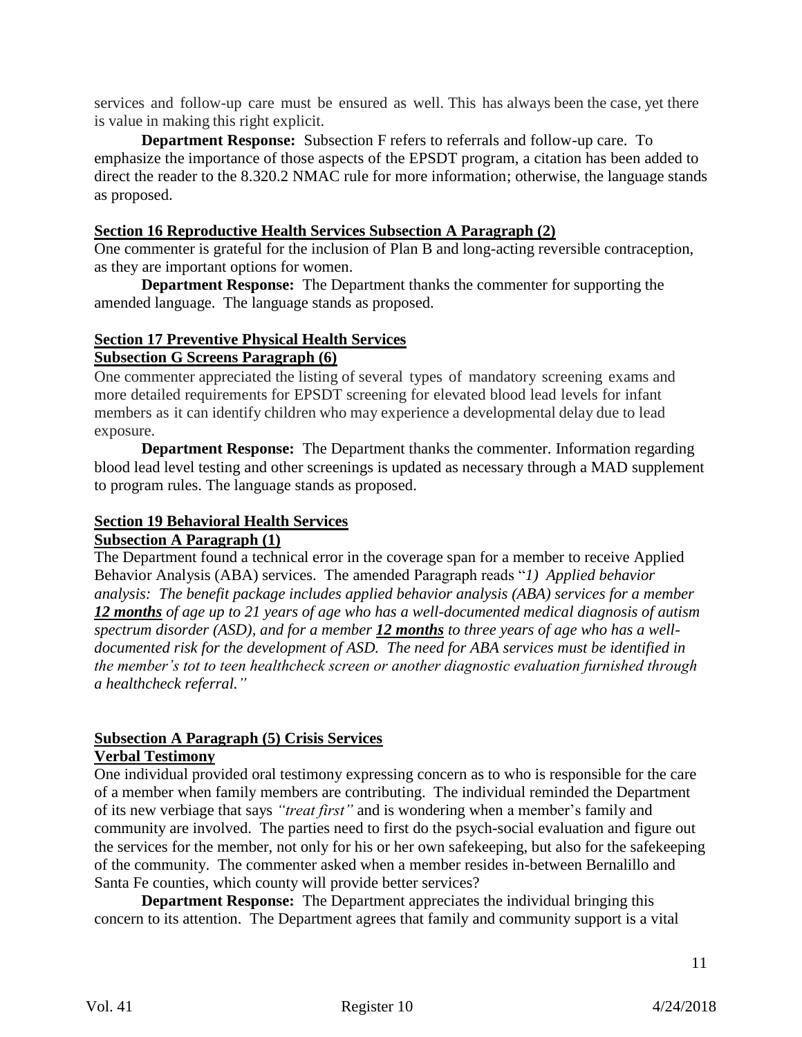services and follow-up care must be ensured as well. This has always been the case, yet there is value in making this right explicit.

**Department Response:** Subsection F refers to referrals and follow-up care. To emphasize the importance of those aspects of the EPSDT program, a citation has been added to direct the reader to the 8.320.2 NMAC rule for more information; otherwise, the language stands as proposed.

**Section 16 Reproductive Health Services Subsection A Paragraph (2)**

One commenter is grateful for the inclusion of Plan B and long-acting reversible contraception, as they are important options for women.

**Department Response:** The Department thanks the commenter for supporting the amended language. The language stands as proposed.

**Section 17 Preventive Physical Health Services**

**Subsection G Screens Paragraph (6)**

One commenter appreciated the listing of several types of mandatory screening exams and more detailed requirements for EPSDT screening for elevated blood lead levels for infant members as it can identify children who may experience a developmental delay due to lead exposure.

**Department Response:** The Department thanks the commenter. Information regarding blood lead level testing and other screenings is updated as necessary through a MAD supplement to program rules. The language stands as proposed.

**Section 19 Behavioral Health Services**

**Subsection A Paragraph (1)**

The Department found a technical error in the coverage span for a member to receive Applied Behavior Analysis (ABA) services. The amended Paragraph reads "*1) Applied behavior analysis: The benefit package includes applied behavior analysis (ABA) services for a member* ***12 months*** *of age up to 21 years of age who has a well-documented medical diagnosis of autism spectrum disorder (ASD), and for a member* ***12 months*** *to three years of age who has a well-documented risk for the development of ASD. The need for ABA services must be identified in the member's tot to teen healthcheck screen or another diagnostic evaluation furnished through a healthcheck referral."*

**Subsection A Paragraph (5) Crisis Services**

**Verbal Testimony**

One individual provided oral testimony expressing concern as to who is responsible for the care of a member when family members are contributing. The individual reminded the Department of its new verbiage that says *"treat first"* and is wondering when a member's family and community are involved. The parties need to first do the psych-social evaluation and figure out the services for the member, not only for his or her own safekeeping, but also for the safekeeping of the community. The commenter asked when a member resides in-between Bernalillo and Santa Fe counties, which county will provide better services?

**Department Response:** The Department appreciates the individual bringing this concern to its attention. The Department agrees that family and community support is a vital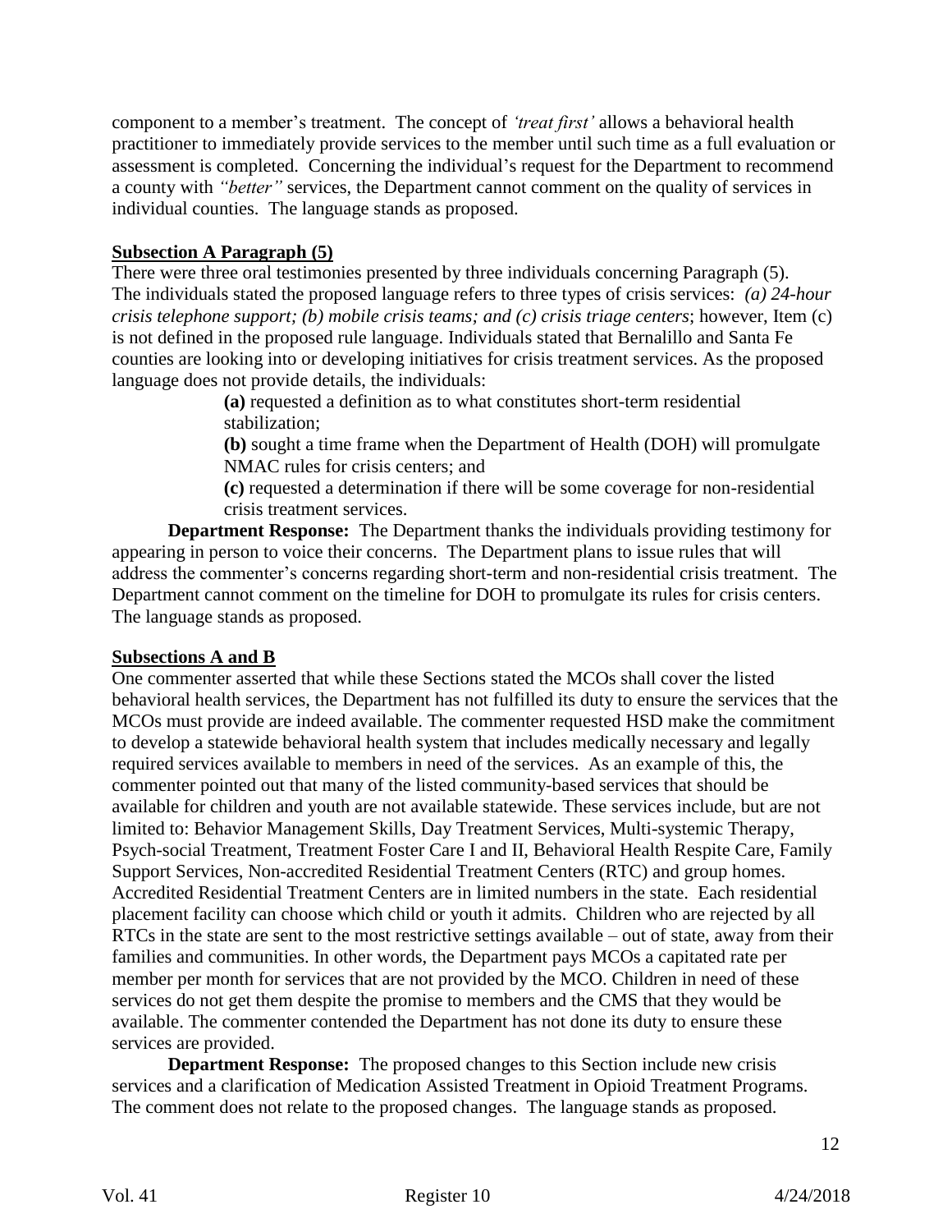component to a member's treatment. The concept of *'treat first'* allows a behavioral health practitioner to immediately provide services to the member until such time as a full evaluation or assessment is completed. Concerning the individual's request for the Department to recommend a county with *"better"* services, the Department cannot comment on the quality of services in individual counties. The language stands as proposed.

**Subsection A Paragraph (5)**

There were three oral testimonies presented by three individuals concerning Paragraph (5). The individuals stated the proposed language refers to three types of crisis services: *(a) 24-hour crisis telephone support; (b) mobile crisis teams; and (c) crisis triage centers*; however, Item (c) is not defined in the proposed rule language. Individuals stated that Bernalillo and Santa Fe counties are looking into or developing initiatives for crisis treatment services. As the proposed language does not provide details, the individuals:

> **(a)** requested a definition as to what constitutes short-term residential stabilization;
>
> **(b)** sought a time frame when the Department of Health (DOH) will promulgate NMAC rules for crisis centers; and
>
> **(c)** requested a determination if there will be some coverage for non-residential crisis treatment services.

**Department Response:** The Department thanks the individuals providing testimony for appearing in person to voice their concerns. The Department plans to issue rules that will address the commenter's concerns regarding short-term and non-residential crisis treatment. The Department cannot comment on the timeline for DOH to promulgate its rules for crisis centers. The language stands as proposed.

**Subsections A and B**

One commenter asserted that while these Sections stated the MCOs shall cover the listed behavioral health services, the Department has not fulfilled its duty to ensure the services that the MCOs must provide are indeed available. The commenter requested HSD make the commitment to develop a statewide behavioral health system that includes medically necessary and legally required services available to members in need of the services. As an example of this, the commenter pointed out that many of the listed community-based services that should be available for children and youth are not available statewide. These services include, but are not limited to: Behavior Management Skills, Day Treatment Services, Multi-systemic Therapy, Psych-social Treatment, Treatment Foster Care I and II, Behavioral Health Respite Care, Family Support Services, Non-accredited Residential Treatment Centers (RTC) and group homes. Accredited Residential Treatment Centers are in limited numbers in the state. Each residential placement facility can choose which child or youth it admits. Children who are rejected by all RTCs in the state are sent to the most restrictive settings available – out of state, away from their families and communities. In other words, the Department pays MCOs a capitated rate per member per month for services that are not provided by the MCO. Children in need of these services do not get them despite the promise to members and the CMS that they would be available. The commenter contended the Department has not done its duty to ensure these services are provided.

**Department Response:** The proposed changes to this Section include new crisis services and a clarification of Medication Assisted Treatment in Opioid Treatment Programs. The comment does not relate to the proposed changes. The language stands as proposed.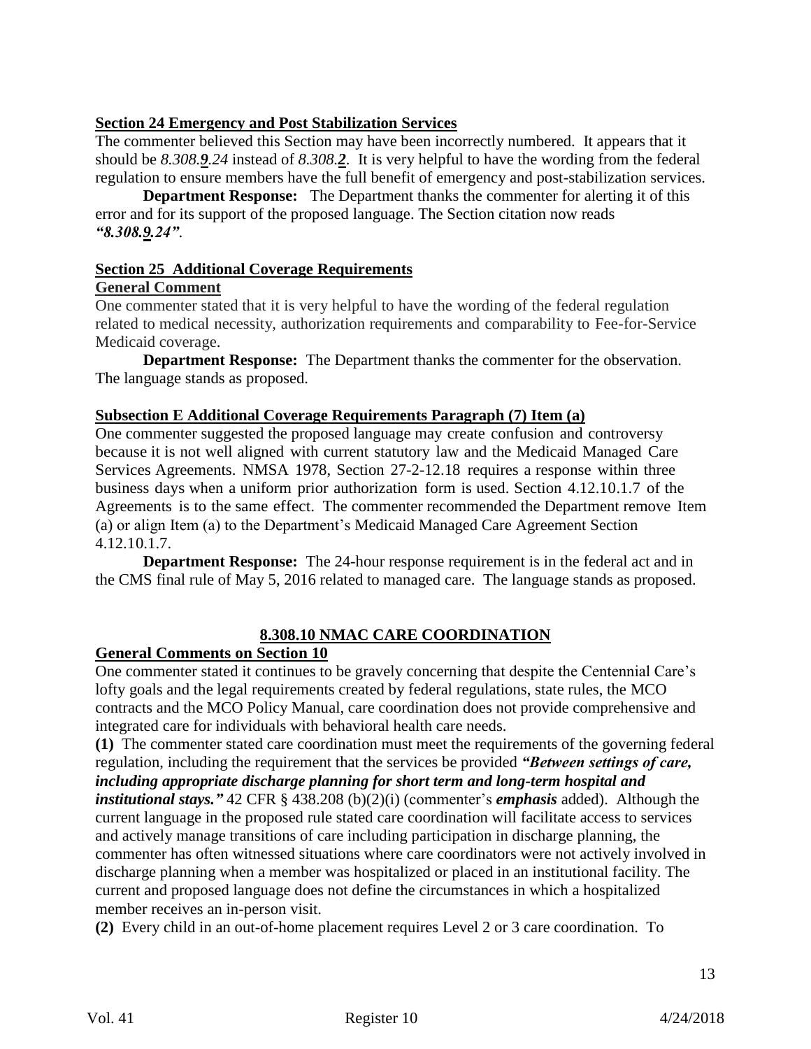**Section 24 Emergency and Post Stabilization Services**

The commenter believed this Section may have been incorrectly numbered. It appears that it should be *8.308.**9**.24* instead of *8.308.**2***. It is very helpful to have the wording from the federal regulation to ensure members have the full benefit of emergency and post-stabilization services.

**Department Response:** The Department thanks the commenter for alerting it of this error and for its support of the proposed language. The Section citation now reads ***"8.308.9.24"***.

**Section 25 Additional Coverage Requirements**

**General Comment**

One commenter stated that it is very helpful to have the wording of the federal regulation related to medical necessity, authorization requirements and comparability to Fee-for-Service Medicaid coverage.

**Department Response:** The Department thanks the commenter for the observation. The language stands as proposed.

**Subsection E Additional Coverage Requirements Paragraph (7) Item (a)**

One commenter suggested the proposed language may create confusion and controversy because it is not well aligned with current statutory law and the Medicaid Managed Care Services Agreements. NMSA 1978, Section 27-2-12.18 requires a response within three business days when a uniform prior authorization form is used. Section 4.12.10.1.7 of the Agreements is to the same effect. The commenter recommended the Department remove Item (a) or align Item (a) to the Department's Medicaid Managed Care Agreement Section 4.12.10.1.7.

**Department Response:** The 24-hour response requirement is in the federal act and in the CMS final rule of May 5, 2016 related to managed care. The language stands as proposed.

**8.308.10 NMAC CARE COORDINATION**

**General Comments on Section 10**

One commenter stated it continues to be gravely concerning that despite the Centennial Care's lofty goals and the legal requirements created by federal regulations, state rules, the MCO contracts and the MCO Policy Manual, care coordination does not provide comprehensive and integrated care for individuals with behavioral health care needs.

**(1)** The commenter stated care coordination must meet the requirements of the governing federal regulation, including the requirement that the services be provided ***"Between settings of care, including appropriate discharge planning for short term and long-term hospital and institutional stays."*** 42 CFR § 438.208 (b)(2)(i) (commenter's ***emphasis*** added). Although the current language in the proposed rule stated care coordination will facilitate access to services and actively manage transitions of care including participation in discharge planning, the commenter has often witnessed situations where care coordinators were not actively involved in discharge planning when a member was hospitalized or placed in an institutional facility. The current and proposed language does not define the circumstances in which a hospitalized member receives an in-person visit.

**(2)** Every child in an out-of-home placement requires Level 2 or 3 care coordination. To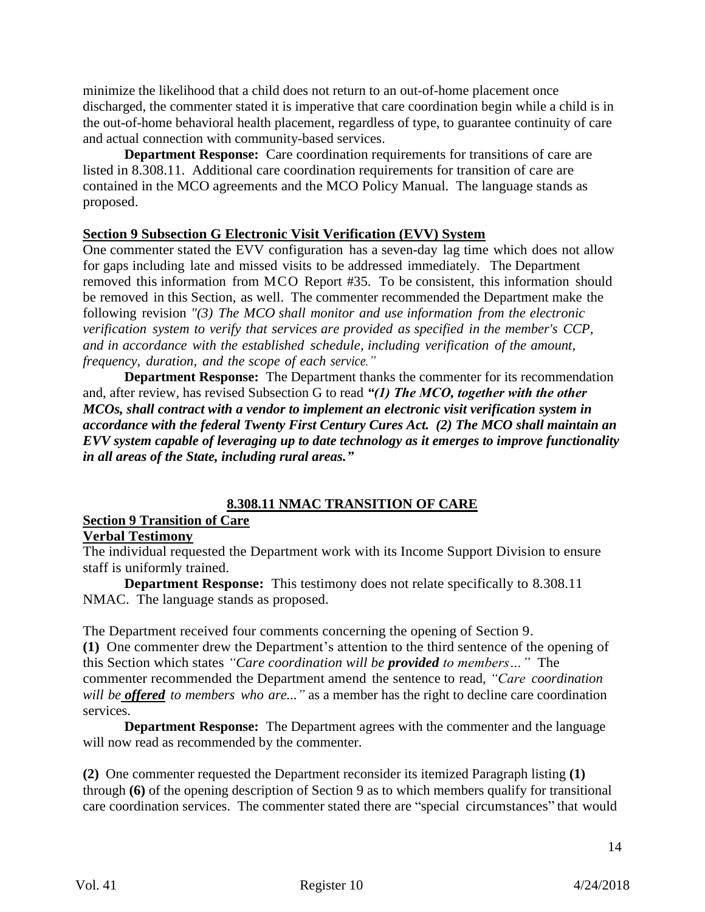minimize the likelihood that a child does not return to an out-of-home placement once discharged, the commenter stated it is imperative that care coordination begin while a child is in the out-of-home behavioral health placement, regardless of type, to guarantee continuity of care and actual connection with community-based services.

**Department Response:** Care coordination requirements for transitions of care are listed in 8.308.11. Additional care coordination requirements for transition of care are contained in the MCO agreements and the MCO Policy Manual. The language stands as proposed.

**Section 9 Subsection G Electronic Visit Verification (EVV) System**

One commenter stated the EVV configuration has a seven-day lag time which does not allow for gaps including late and missed visits to be addressed immediately. The Department removed this information from MCO Report #35. To be consistent, this information should be removed in this Section, as well. The commenter recommended the Department make the following revision *"(3) The MCO shall monitor and use information from the electronic verification system to verify that services are provided as specified in the member's CCP, and in accordance with the established schedule, including verification of the amount, frequency, duration, and the scope of each service."*

**Department Response:** The Department thanks the commenter for its recommendation and, after review, has revised Subsection G to read ***"(1) The MCO, together with the other MCOs, shall contract with a vendor to implement an electronic visit verification system in accordance with the federal Twenty First Century Cures Act. (2) The MCO shall maintain an EVV system capable of leveraging up to date technology as it emerges to improve functionality in all areas of the State, including rural areas."***

**8.308.11 NMAC TRANSITION OF CARE**

**Section 9 Transition of Care**

**Verbal Testimony**

The individual requested the Department work with its Income Support Division to ensure staff is uniformly trained.

**Department Response:** This testimony does not relate specifically to 8.308.11 NMAC. The language stands as proposed.

The Department received four comments concerning the opening of Section 9.

**(1)** One commenter drew the Department's attention to the third sentence of the opening of this Section which states *"Care coordination will be **provided** to members…"* The commenter recommended the Department amend the sentence to read, *"Care coordination will be **offered** to members who are..."* as a member has the right to decline care coordination services.

**Department Response:** The Department agrees with the commenter and the language will now read as recommended by the commenter.

**(2)** One commenter requested the Department reconsider its itemized Paragraph listing **(1)** through **(6)** of the opening description of Section 9 as to which members qualify for transitional care coordination services. The commenter stated there are "special circumstances" that would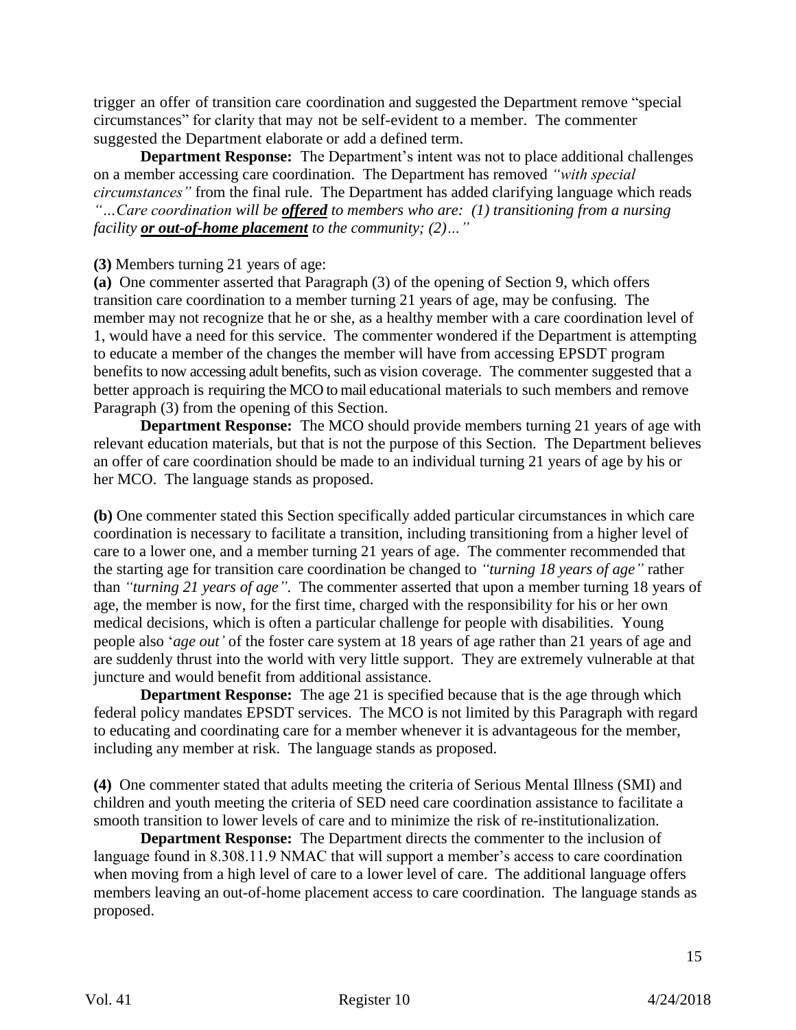trigger an offer of transition care coordination and suggested the Department remove "special circumstances" for clarity that may not be self-evident to a member. The commenter suggested the Department elaborate or add a defined term.

**Department Response:** The Department's intent was not to place additional challenges on a member accessing care coordination. The Department has removed *"with special circumstances"* from the final rule. The Department has added clarifying language which reads *"…Care coordination will be **offered** to members who are: (1) transitioning from a nursing facility **or out-of-home placement** to the community; (2)…"*

**(3)** Members turning 21 years of age:

**(a)** One commenter asserted that Paragraph (3) of the opening of Section 9, which offers transition care coordination to a member turning 21 years of age, may be confusing. The member may not recognize that he or she, as a healthy member with a care coordination level of 1, would have a need for this service. The commenter wondered if the Department is attempting to educate a member of the changes the member will have from accessing EPSDT program benefits to now accessing adult benefits, such as vision coverage. The commenter suggested that a better approach is requiring the MCO to mail educational materials to such members and remove Paragraph (3) from the opening of this Section.

**Department Response:** The MCO should provide members turning 21 years of age with relevant education materials, but that is not the purpose of this Section. The Department believes an offer of care coordination should be made to an individual turning 21 years of age by his or her MCO. The language stands as proposed.

**(b)** One commenter stated this Section specifically added particular circumstances in which care coordination is necessary to facilitate a transition, including transitioning from a higher level of care to a lower one, and a member turning 21 years of age. The commenter recommended that the starting age for transition care coordination be changed to *"turning 18 years of age"* rather than *"turning 21 years of age"*. The commenter asserted that upon a member turning 18 years of age, the member is now, for the first time, charged with the responsibility for his or her own medical decisions, which is often a particular challenge for people with disabilities. Young people also '*age out'* of the foster care system at 18 years of age rather than 21 years of age and are suddenly thrust into the world with very little support. They are extremely vulnerable at that juncture and would benefit from additional assistance.

**Department Response:** The age 21 is specified because that is the age through which federal policy mandates EPSDT services. The MCO is not limited by this Paragraph with regard to educating and coordinating care for a member whenever it is advantageous for the member, including any member at risk. The language stands as proposed.

**(4)** One commenter stated that adults meeting the criteria of Serious Mental Illness (SMI) and children and youth meeting the criteria of SED need care coordination assistance to facilitate a smooth transition to lower levels of care and to minimize the risk of re-institutionalization.

**Department Response:** The Department directs the commenter to the inclusion of language found in 8.308.11.9 NMAC that will support a member's access to care coordination when moving from a high level of care to a lower level of care. The additional language offers members leaving an out-of-home placement access to care coordination. The language stands as proposed.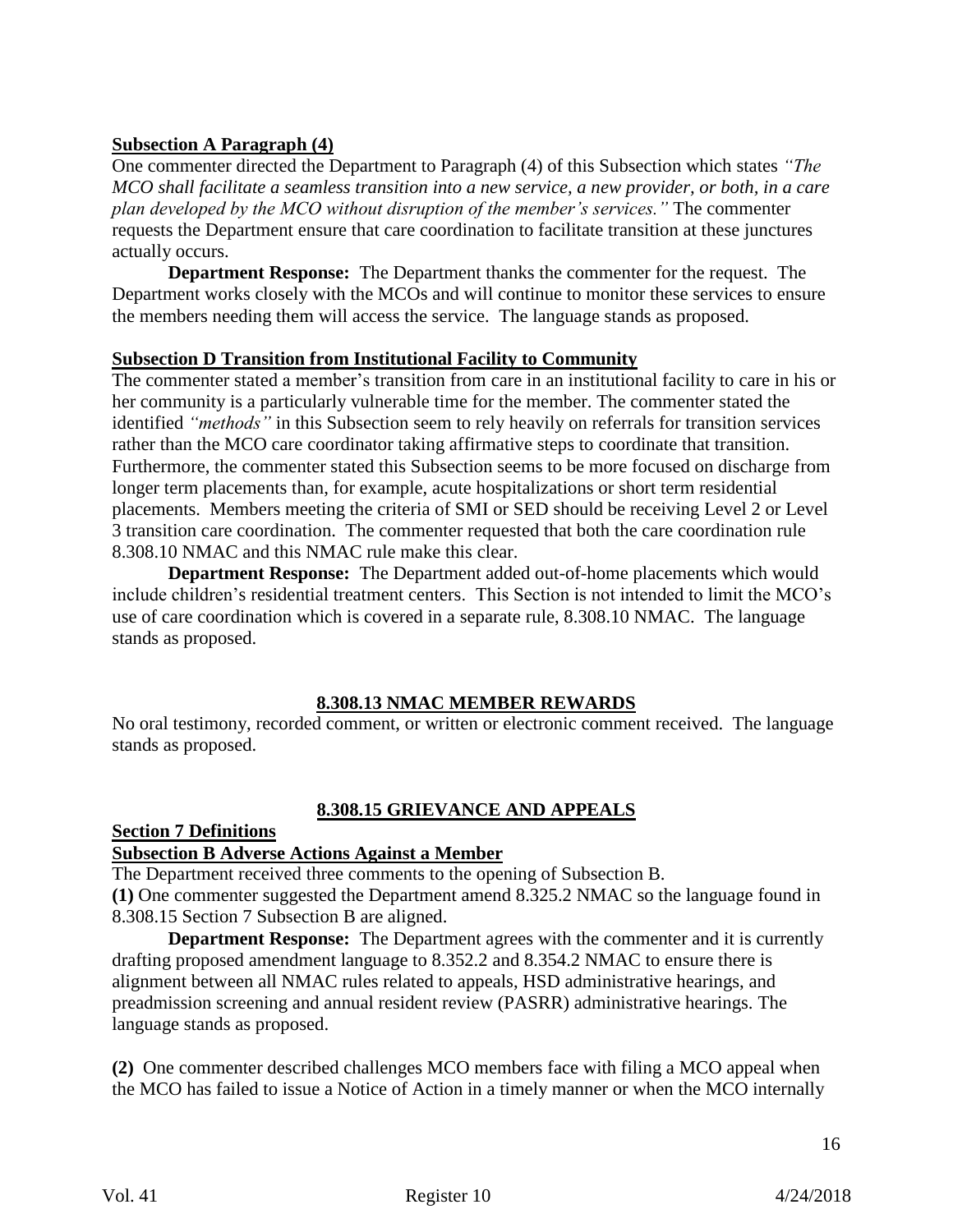**Subsection A Paragraph (4)**

One commenter directed the Department to Paragraph (4) of this Subsection which states *"The MCO shall facilitate a seamless transition into a new service, a new provider, or both, in a care plan developed by the MCO without disruption of the member's services."* The commenter requests the Department ensure that care coordination to facilitate transition at these junctures actually occurs.

**Department Response:** The Department thanks the commenter for the request. The Department works closely with the MCOs and will continue to monitor these services to ensure the members needing them will access the service. The language stands as proposed.

**Subsection D Transition from Institutional Facility to Community**

The commenter stated a member's transition from care in an institutional facility to care in his or her community is a particularly vulnerable time for the member. The commenter stated the identified *"methods"* in this Subsection seem to rely heavily on referrals for transition services rather than the MCO care coordinator taking affirmative steps to coordinate that transition. Furthermore, the commenter stated this Subsection seems to be more focused on discharge from longer term placements than, for example, acute hospitalizations or short term residential placements. Members meeting the criteria of SMI or SED should be receiving Level 2 or Level 3 transition care coordination. The commenter requested that both the care coordination rule 8.308.10 NMAC and this NMAC rule make this clear.

**Department Response:** The Department added out-of-home placements which would include children's residential treatment centers. This Section is not intended to limit the MCO's use of care coordination which is covered in a separate rule, 8.308.10 NMAC. The language stands as proposed.

## 8.308.13 NMAC MEMBER REWARDS

No oral testimony, recorded comment, or written or electronic comment received. The language stands as proposed.

## 8.308.15 GRIEVANCE AND APPEALS

**Section 7 Definitions**

**Subsection B Adverse Actions Against a Member**

The Department received three comments to the opening of Subsection B.

**(1)** One commenter suggested the Department amend 8.325.2 NMAC so the language found in 8.308.15 Section 7 Subsection B are aligned.

**Department Response:** The Department agrees with the commenter and it is currently drafting proposed amendment language to 8.352.2 and 8.354.2 NMAC to ensure there is alignment between all NMAC rules related to appeals, HSD administrative hearings, and preadmission screening and annual resident review (PASRR) administrative hearings. The language stands as proposed.

**(2)** One commenter described challenges MCO members face with filing a MCO appeal when the MCO has failed to issue a Notice of Action in a timely manner or when the MCO internally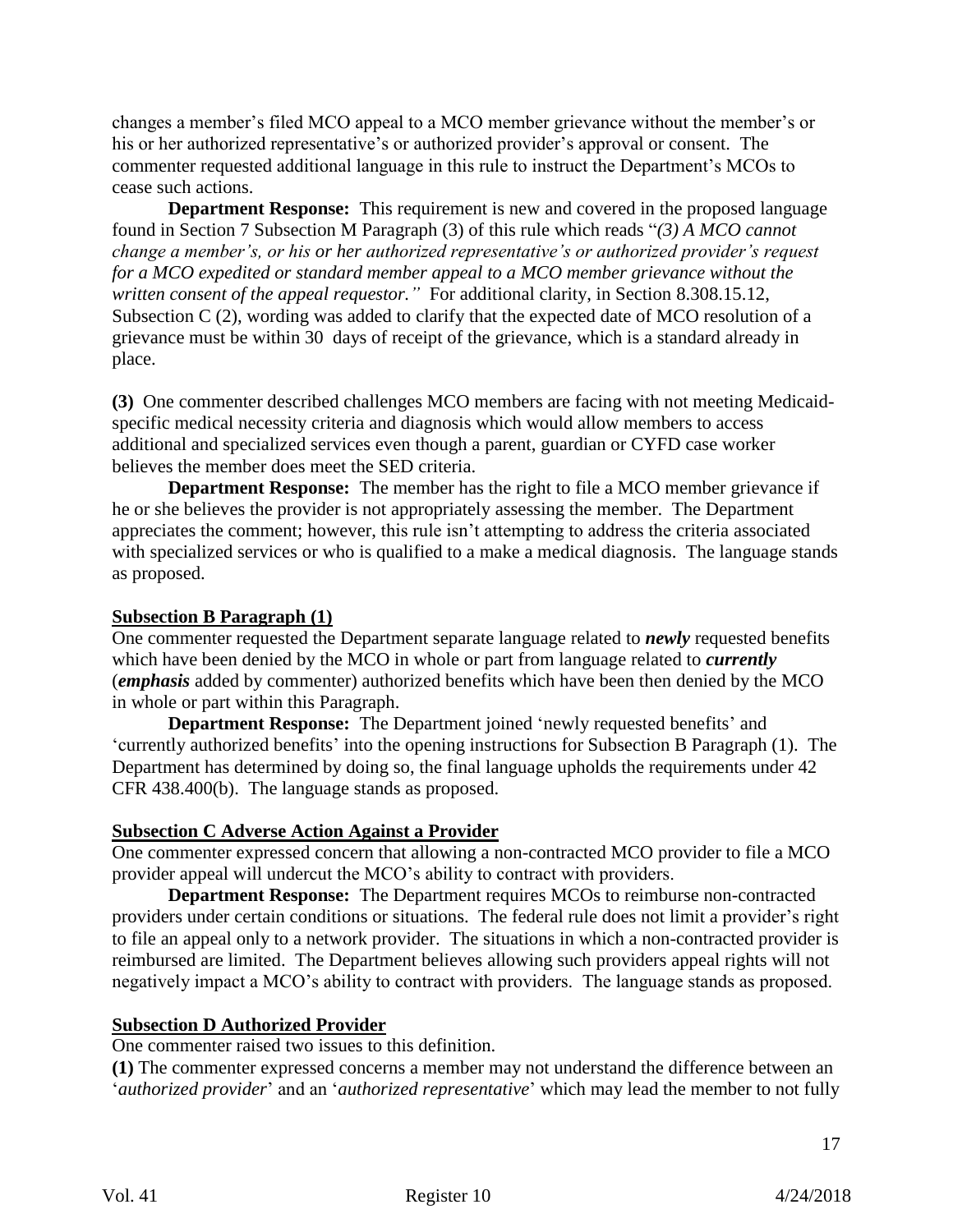changes a member's filed MCO appeal to a MCO member grievance without the member's or his or her authorized representative's or authorized provider's approval or consent. The commenter requested additional language in this rule to instruct the Department's MCOs to cease such actions.

**Department Response:** This requirement is new and covered in the proposed language found in Section 7 Subsection M Paragraph (3) of this rule which reads "*(3) A MCO cannot change a member's, or his or her authorized representative's or authorized provider's request for a MCO expedited or standard member appeal to a MCO member grievance without the written consent of the appeal requestor."* For additional clarity, in Section 8.308.15.12, Subsection C (2), wording was added to clarify that the expected date of MCO resolution of a grievance must be within 30 days of receipt of the grievance, which is a standard already in place.

**(3)** One commenter described challenges MCO members are facing with not meeting Medicaid-specific medical necessity criteria and diagnosis which would allow members to access additional and specialized services even though a parent, guardian or CYFD case worker believes the member does meet the SED criteria.

**Department Response:** The member has the right to file a MCO member grievance if he or she believes the provider is not appropriately assessing the member. The Department appreciates the comment; however, this rule isn't attempting to address the criteria associated with specialized services or who is qualified to a make a medical diagnosis. The language stands as proposed.

**Subsection B Paragraph (1)**

One commenter requested the Department separate language related to ***newly*** requested benefits which have been denied by the MCO in whole or part from language related to ***currently*** (***emphasis*** added by commenter) authorized benefits which have been then denied by the MCO in whole or part within this Paragraph.

**Department Response:** The Department joined 'newly requested benefits' and 'currently authorized benefits' into the opening instructions for Subsection B Paragraph (1). The Department has determined by doing so, the final language upholds the requirements under 42 CFR 438.400(b). The language stands as proposed.

**Subsection C Adverse Action Against a Provider**

One commenter expressed concern that allowing a non-contracted MCO provider to file a MCO provider appeal will undercut the MCO's ability to contract with providers.

**Department Response:** The Department requires MCOs to reimburse non-contracted providers under certain conditions or situations. The federal rule does not limit a provider's right to file an appeal only to a network provider. The situations in which a non-contracted provider is reimbursed are limited. The Department believes allowing such providers appeal rights will not negatively impact a MCO's ability to contract with providers. The language stands as proposed.

**Subsection D Authorized Provider**

One commenter raised two issues to this definition.

**(1)** The commenter expressed concerns a member may not understand the difference between an '*authorized provider*' and an '*authorized representative*' which may lead the member to not fully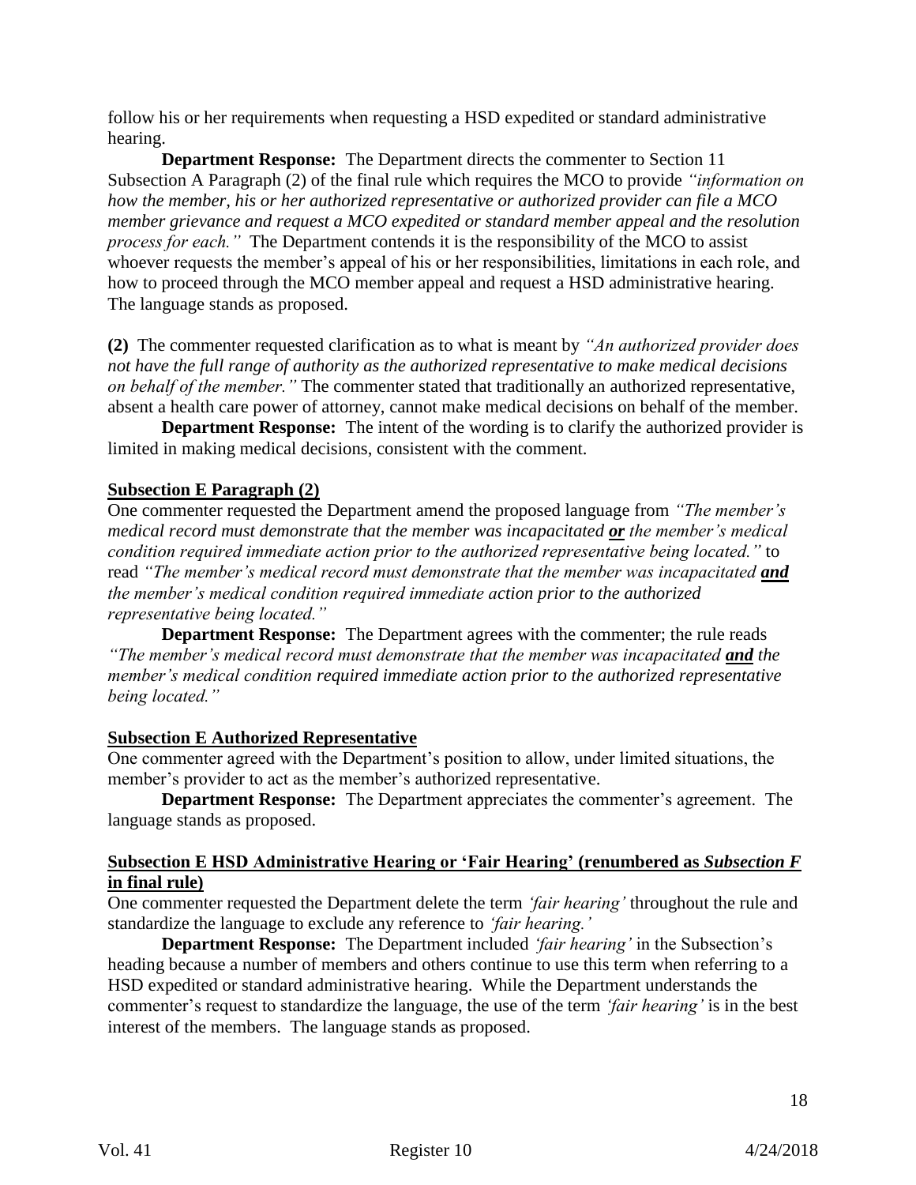follow his or her requirements when requesting a HSD expedited or standard administrative hearing.

**Department Response:** The Department directs the commenter to Section 11 Subsection A Paragraph (2) of the final rule which requires the MCO to provide *"information on how the member, his or her authorized representative or authorized provider can file a MCO member grievance and request a MCO expedited or standard member appeal and the resolution process for each."* The Department contends it is the responsibility of the MCO to assist whoever requests the member's appeal of his or her responsibilities, limitations in each role, and how to proceed through the MCO member appeal and request a HSD administrative hearing. The language stands as proposed.

**(2)** The commenter requested clarification as to what is meant by *"An authorized provider does not have the full range of authority as the authorized representative to make medical decisions on behalf of the member."* The commenter stated that traditionally an authorized representative, absent a health care power of attorney, cannot make medical decisions on behalf of the member.

**Department Response:** The intent of the wording is to clarify the authorized provider is limited in making medical decisions, consistent with the comment.

**<u>Subsection E Paragraph (2)</u>**

One commenter requested the Department amend the proposed language from *"The member's medical record must demonstrate that the member was incapacitated* ***<u>or</u>*** *the member's medical condition required immediate action prior to the authorized representative being located."* to read *"The member's medical record must demonstrate that the member was incapacitated* ***<u>and</u>*** *the member's medical condition required immediate action prior to the authorized representative being located."*

**Department Response:** The Department agrees with the commenter; the rule reads *"The member's medical record must demonstrate that the member was incapacitated* ***<u>and</u>*** *the member's medical condition required immediate action prior to the authorized representative being located."*

**<u>Subsection E Authorized Representative</u>**

One commenter agreed with the Department's position to allow, under limited situations, the member's provider to act as the member's authorized representative.

**Department Response:** The Department appreciates the commenter's agreement. The language stands as proposed.

**<u>Subsection E HSD Administrative Hearing or 'Fair Hearing' (renumbered as *Subsection F* in final rule)</u>**

One commenter requested the Department delete the term *'fair hearing'* throughout the rule and standardize the language to exclude any reference to *'fair hearing.'*

**Department Response:** The Department included *'fair hearing'* in the Subsection's heading because a number of members and others continue to use this term when referring to a HSD expedited or standard administrative hearing. While the Department understands the commenter's request to standardize the language, the use of the term *'fair hearing'* is in the best interest of the members. The language stands as proposed.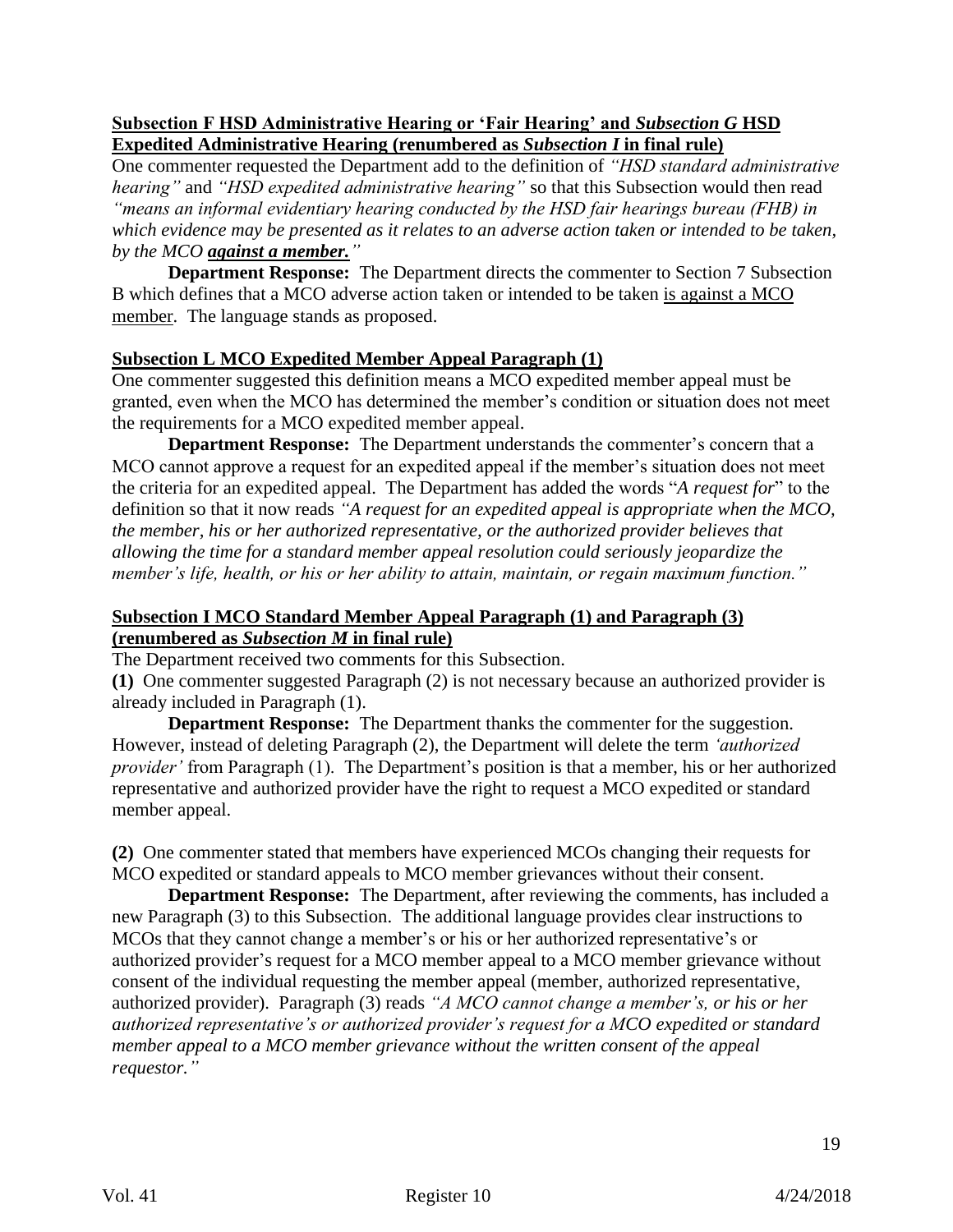**Subsection F HSD Administrative Hearing or 'Fair Hearing' and *Subsection G* HSD Expedited Administrative Hearing (renumbered as *Subsection I* in final rule)**

One commenter requested the Department add to the definition of *"HSD standard administrative hearing"* and *"HSD expedited administrative hearing"* so that this Subsection would then read *"means an informal evidentiary hearing conducted by the HSD fair hearings bureau (FHB) in which evidence may be presented as it relates to an adverse action taken or intended to be taken, by the MCO **against a member.**"*

**Department Response:** The Department directs the commenter to Section 7 Subsection B which defines that a MCO adverse action taken or intended to be taken is against a MCO member. The language stands as proposed.

**Subsection L MCO Expedited Member Appeal Paragraph (1)**

One commenter suggested this definition means a MCO expedited member appeal must be granted, even when the MCO has determined the member's condition or situation does not meet the requirements for a MCO expedited member appeal.

**Department Response:** The Department understands the commenter's concern that a MCO cannot approve a request for an expedited appeal if the member's situation does not meet the criteria for an expedited appeal. The Department has added the words "*A request for*" to the definition so that it now reads *"A request for an expedited appeal is appropriate when the MCO, the member, his or her authorized representative, or the authorized provider believes that allowing the time for a standard member appeal resolution could seriously jeopardize the member's life, health, or his or her ability to attain, maintain, or regain maximum function."*

**Subsection I MCO Standard Member Appeal Paragraph (1) and Paragraph (3) (renumbered as *Subsection M* in final rule)**

The Department received two comments for this Subsection.

**(1)** One commenter suggested Paragraph (2) is not necessary because an authorized provider is already included in Paragraph (1).

**Department Response:** The Department thanks the commenter for the suggestion. However, instead of deleting Paragraph (2), the Department will delete the term *'authorized provider'* from Paragraph (1). The Department's position is that a member, his or her authorized representative and authorized provider have the right to request a MCO expedited or standard member appeal.

**(2)** One commenter stated that members have experienced MCOs changing their requests for MCO expedited or standard appeals to MCO member grievances without their consent.

**Department Response:** The Department, after reviewing the comments, has included a new Paragraph (3) to this Subsection. The additional language provides clear instructions to MCOs that they cannot change a member's or his or her authorized representative's or authorized provider's request for a MCO member appeal to a MCO member grievance without consent of the individual requesting the member appeal (member, authorized representative, authorized provider). Paragraph (3) reads *"A MCO cannot change a member's, or his or her authorized representative's or authorized provider's request for a MCO expedited or standard member appeal to a MCO member grievance without the written consent of the appeal requestor."*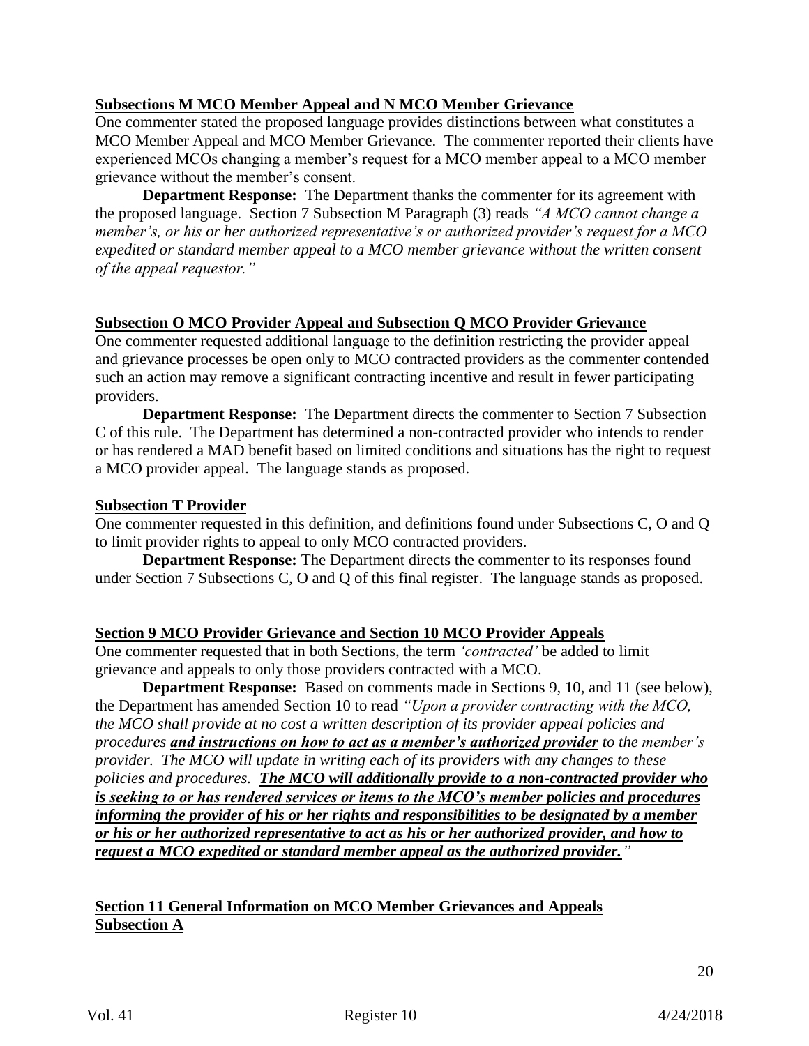**Subsections M MCO Member Appeal and N MCO Member Grievance**

One commenter stated the proposed language provides distinctions between what constitutes a MCO Member Appeal and MCO Member Grievance. The commenter reported their clients have experienced MCOs changing a member's request for a MCO member appeal to a MCO member grievance without the member's consent.

**Department Response:** The Department thanks the commenter for its agreement with the proposed language. Section 7 Subsection M Paragraph (3) reads *"A MCO cannot change a member's, or his or her authorized representative's or authorized provider's request for a MCO expedited or standard member appeal to a MCO member grievance without the written consent of the appeal requestor."*

**Subsection O MCO Provider Appeal and Subsection Q MCO Provider Grievance**

One commenter requested additional language to the definition restricting the provider appeal and grievance processes be open only to MCO contracted providers as the commenter contended such an action may remove a significant contracting incentive and result in fewer participating providers.

**Department Response:** The Department directs the commenter to Section 7 Subsection C of this rule. The Department has determined a non-contracted provider who intends to render or has rendered a MAD benefit based on limited conditions and situations has the right to request a MCO provider appeal. The language stands as proposed.

**Subsection T Provider**

One commenter requested in this definition, and definitions found under Subsections C, O and Q to limit provider rights to appeal to only MCO contracted providers.

**Department Response:** The Department directs the commenter to its responses found under Section 7 Subsections C, O and Q of this final register. The language stands as proposed.

**Section 9 MCO Provider Grievance and Section 10 MCO Provider Appeals**

One commenter requested that in both Sections, the term *'contracted'* be added to limit grievance and appeals to only those providers contracted with a MCO.

**Department Response:** Based on comments made in Sections 9, 10, and 11 (see below), the Department has amended Section 10 to read *"Upon a provider contracting with the MCO, the MCO shall provide at no cost a written description of its provider appeal policies and procedures* ***and instructions on how to act as a member's authorized provider*** *to the member's provider. The MCO will update in writing each of its providers with any changes to these policies and procedures.* ***The MCO will additionally provide to a non-contracted provider who is seeking to or has rendered services or items to the MCO's member policies and procedures informing the provider of his or her rights and responsibilities to be designated by a member or his or her authorized representative to act as his or her authorized provider, and how to request a MCO expedited or standard member appeal as the authorized provider.****"*

**Section 11 General Information on MCO Member Grievances and Appeals**
**Subsection A**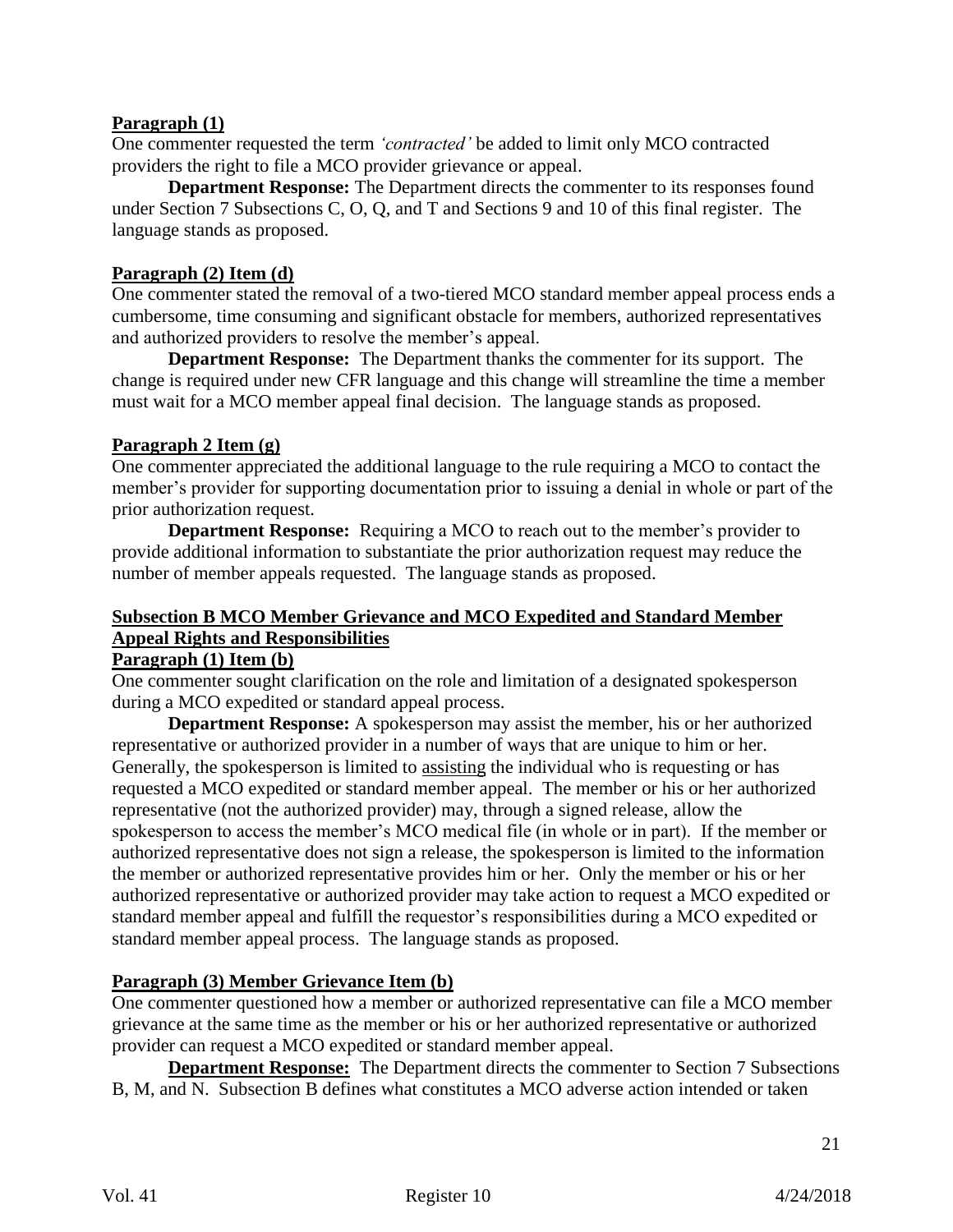**Paragraph (1)**

One commenter requested the term *'contracted'* be added to limit only MCO contracted providers the right to file a MCO provider grievance or appeal.

**Department Response:** The Department directs the commenter to its responses found under Section 7 Subsections C, O, Q, and T and Sections 9 and 10 of this final register. The language stands as proposed.

**Paragraph (2) Item (d)**

One commenter stated the removal of a two-tiered MCO standard member appeal process ends a cumbersome, time consuming and significant obstacle for members, authorized representatives and authorized providers to resolve the member's appeal.

**Department Response:** The Department thanks the commenter for its support. The change is required under new CFR language and this change will streamline the time a member must wait for a MCO member appeal final decision. The language stands as proposed.

**Paragraph 2 Item (g)**

One commenter appreciated the additional language to the rule requiring a MCO to contact the member's provider for supporting documentation prior to issuing a denial in whole or part of the prior authorization request.

**Department Response:** Requiring a MCO to reach out to the member's provider to provide additional information to substantiate the prior authorization request may reduce the number of member appeals requested. The language stands as proposed.

**Subsection B MCO Member Grievance and MCO Expedited and Standard Member Appeal Rights and Responsibilities**

**Paragraph (1) Item (b)**

One commenter sought clarification on the role and limitation of a designated spokesperson during a MCO expedited or standard appeal process.

**Department Response:** A spokesperson may assist the member, his or her authorized representative or authorized provider in a number of ways that are unique to him or her. Generally, the spokesperson is limited to assisting the individual who is requesting or has requested a MCO expedited or standard member appeal. The member or his or her authorized representative (not the authorized provider) may, through a signed release, allow the spokesperson to access the member's MCO medical file (in whole or in part). If the member or authorized representative does not sign a release, the spokesperson is limited to the information the member or authorized representative provides him or her. Only the member or his or her authorized representative or authorized provider may take action to request a MCO expedited or standard member appeal and fulfill the requestor's responsibilities during a MCO expedited or standard member appeal process. The language stands as proposed.

**Paragraph (3) Member Grievance Item (b)**

One commenter questioned how a member or authorized representative can file a MCO member grievance at the same time as the member or his or her authorized representative or authorized provider can request a MCO expedited or standard member appeal.

**Department Response:** The Department directs the commenter to Section 7 Subsections B, M, and N. Subsection B defines what constitutes a MCO adverse action intended or taken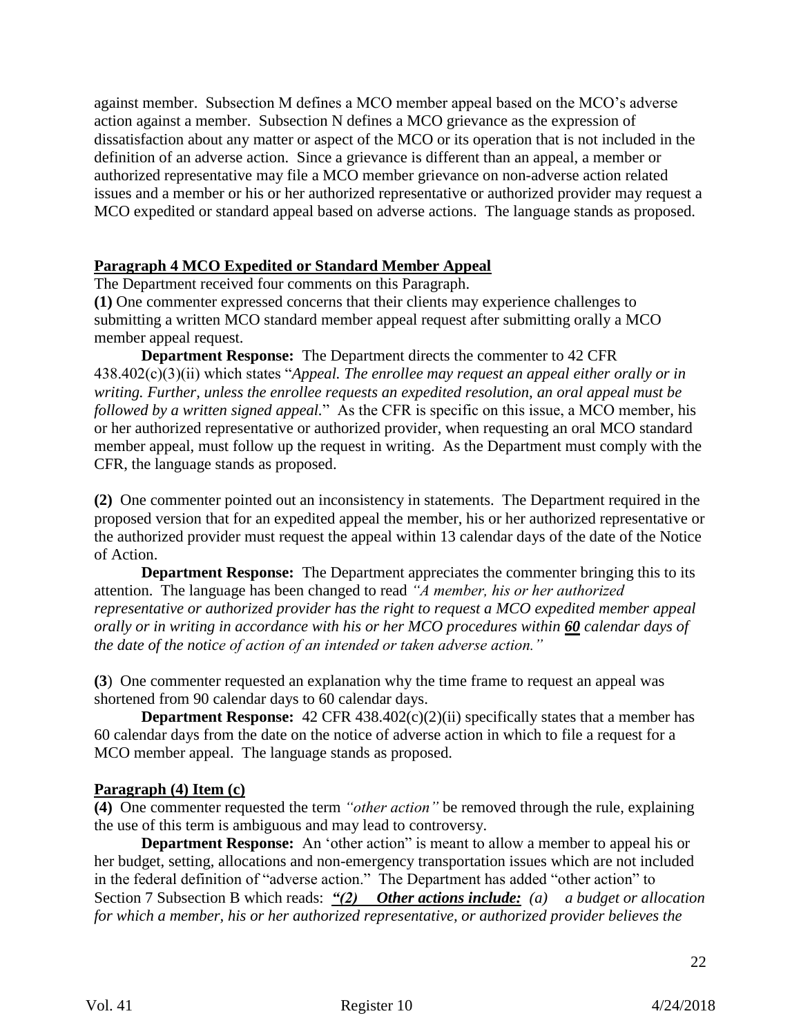against member. Subsection M defines a MCO member appeal based on the MCO's adverse action against a member. Subsection N defines a MCO grievance as the expression of dissatisfaction about any matter or aspect of the MCO or its operation that is not included in the definition of an adverse action. Since a grievance is different than an appeal, a member or authorized representative may file a MCO member grievance on non-adverse action related issues and a member or his or her authorized representative or authorized provider may request a MCO expedited or standard appeal based on adverse actions. The language stands as proposed.

**Paragraph 4 MCO Expedited or Standard Member Appeal**

The Department received four comments on this Paragraph.

**(1)** One commenter expressed concerns that their clients may experience challenges to submitting a written MCO standard member appeal request after submitting orally a MCO member appeal request.

**Department Response:** The Department directs the commenter to 42 CFR 438.402(c)(3)(ii) which states "*Appeal. The enrollee may request an appeal either orally or in writing. Further, unless the enrollee requests an expedited resolution, an oral appeal must be followed by a written signed appeal.*" As the CFR is specific on this issue, a MCO member, his or her authorized representative or authorized provider, when requesting an oral MCO standard member appeal, must follow up the request in writing. As the Department must comply with the CFR, the language stands as proposed.

**(2)** One commenter pointed out an inconsistency in statements. The Department required in the proposed version that for an expedited appeal the member, his or her authorized representative or the authorized provider must request the appeal within 13 calendar days of the date of the Notice of Action.

**Department Response:** The Department appreciates the commenter bringing this to its attention. The language has been changed to read *"A member, his or her authorized representative or authorized provider has the right to request a MCO expedited member appeal orally or in writing in accordance with his or her MCO procedures within **60** calendar days of the date of the notice of action of an intended or taken adverse action."*

**(3)** One commenter requested an explanation why the time frame to request an appeal was shortened from 90 calendar days to 60 calendar days.

**Department Response:** 42 CFR 438.402(c)(2)(ii) specifically states that a member has 60 calendar days from the date on the notice of adverse action in which to file a request for a MCO member appeal. The language stands as proposed.

**Paragraph (4) Item (c)**

**(4)** One commenter requested the term *"other action"* be removed through the rule, explaining the use of this term is ambiguous and may lead to controversy.

**Department Response:** An 'other action" is meant to allow a member to appeal his or her budget, setting, allocations and non-emergency transportation issues which are not included in the federal definition of "adverse action." The Department has added "other action" to Section 7 Subsection B which reads: ***"(2) Other actions include:*** *(a) a budget or allocation for which a member, his or her authorized representative, or authorized provider believes the*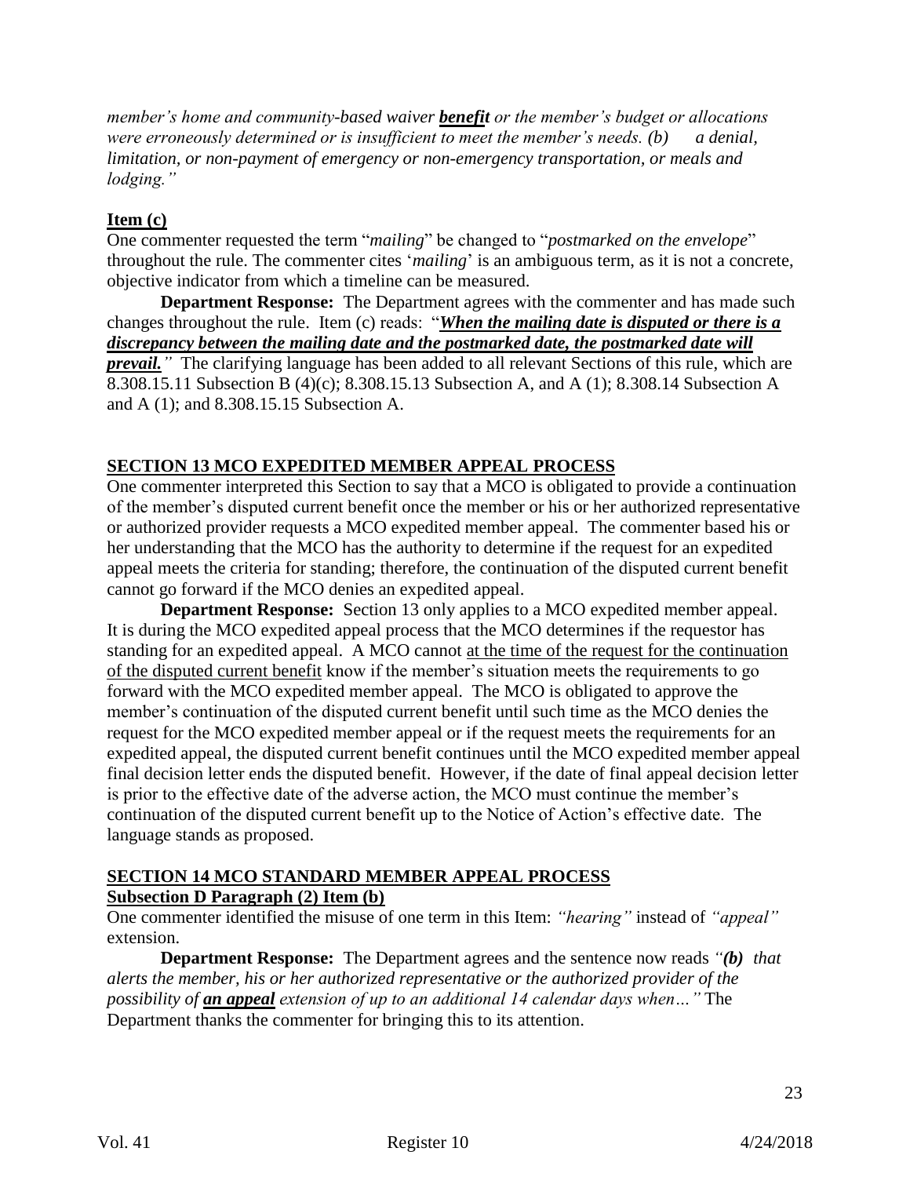*member's home and community-based waiver* ***benefit*** *or the member's budget or allocations were erroneously determined or is insufficient to meet the member's needs. (b) a denial, limitation, or non-payment of emergency or non-emergency transportation, or meals and lodging."*

**Item (c)**

One commenter requested the term "*mailing*" be changed to "*postmarked on the envelope*" throughout the rule. The commenter cites '*mailing*' is an ambiguous term, as it is not a concrete, objective indicator from which a timeline can be measured.

**Department Response:** The Department agrees with the commenter and has made such changes throughout the rule. Item (c) reads: "***When the mailing date is disputed or there is a discrepancy between the mailing date and the postmarked date, the postmarked date will prevail.****"* The clarifying language has been added to all relevant Sections of this rule, which are 8.308.15.11 Subsection B (4)(c); 8.308.15.13 Subsection A, and A (1); 8.308.14 Subsection A and A (1); and 8.308.15.15 Subsection A.

**SECTION 13 MCO EXPEDITED MEMBER APPEAL PROCESS**

One commenter interpreted this Section to say that a MCO is obligated to provide a continuation of the member's disputed current benefit once the member or his or her authorized representative or authorized provider requests a MCO expedited member appeal. The commenter based his or her understanding that the MCO has the authority to determine if the request for an expedited appeal meets the criteria for standing; therefore, the continuation of the disputed current benefit cannot go forward if the MCO denies an expedited appeal.

**Department Response:** Section 13 only applies to a MCO expedited member appeal. It is during the MCO expedited appeal process that the MCO determines if the requestor has standing for an expedited appeal. A MCO cannot at the time of the request for the continuation of the disputed current benefit know if the member's situation meets the requirements to go forward with the MCO expedited member appeal. The MCO is obligated to approve the member's continuation of the disputed current benefit until such time as the MCO denies the request for the MCO expedited member appeal or if the request meets the requirements for an expedited appeal, the disputed current benefit continues until the MCO expedited member appeal final decision letter ends the disputed benefit. However, if the date of final appeal decision letter is prior to the effective date of the adverse action, the MCO must continue the member's continuation of the disputed current benefit up to the Notice of Action's effective date. The language stands as proposed.

**SECTION 14 MCO STANDARD MEMBER APPEAL PROCESS**
**Subsection D Paragraph (2) Item (b)**

One commenter identified the misuse of one term in this Item: *"hearing"* instead of *"appeal"* extension.

**Department Response:** The Department agrees and the sentence now reads *"**(b)** that alerts the member, his or her authorized representative or the authorized provider of the possibility of* ***an appeal*** *extension of up to an additional 14 calendar days when…"* The Department thanks the commenter for bringing this to its attention.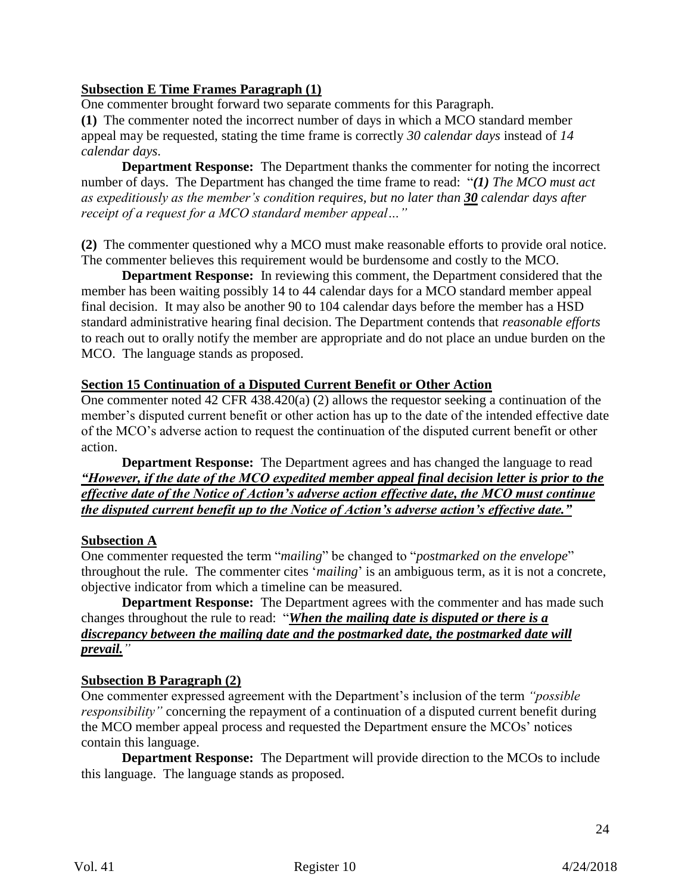**Subsection E Time Frames Paragraph (1)**

One commenter brought forward two separate comments for this Paragraph.

**(1)** The commenter noted the incorrect number of days in which a MCO standard member appeal may be requested, stating the time frame is correctly *30 calendar days* instead of *14 calendar days*.

**Department Response:** The Department thanks the commenter for noting the incorrect number of days. The Department has changed the time frame to read: "***(1)*** *The MCO must act as expeditiously as the member's condition requires, but no later than* ***30*** *calendar days after receipt of a request for a MCO standard member appeal…"*

**(2)** The commenter questioned why a MCO must make reasonable efforts to provide oral notice. The commenter believes this requirement would be burdensome and costly to the MCO.

**Department Response:** In reviewing this comment, the Department considered that the member has been waiting possibly 14 to 44 calendar days for a MCO standard member appeal final decision. It may also be another 90 to 104 calendar days before the member has a HSD standard administrative hearing final decision. The Department contends that *reasonable efforts* to reach out to orally notify the member are appropriate and do not place an undue burden on the MCO. The language stands as proposed.

**Section 15 Continuation of a Disputed Current Benefit or Other Action**

One commenter noted 42 CFR 438.420(a) (2) allows the requestor seeking a continuation of the member's disputed current benefit or other action has up to the date of the intended effective date of the MCO's adverse action to request the continuation of the disputed current benefit or other action.

**Department Response:** The Department agrees and has changed the language to read ***"However, if the date of the MCO expedited member appeal final decision letter is prior to the effective date of the Notice of Action's adverse action effective date, the MCO must continue the disputed current benefit up to the Notice of Action's adverse action's effective date."***

**Subsection A**

One commenter requested the term "*mailing*" be changed to "*postmarked on the envelope*" throughout the rule. The commenter cites '*mailing*' is an ambiguous term, as it is not a concrete, objective indicator from which a timeline can be measured.

**Department Response:** The Department agrees with the commenter and has made such changes throughout the rule to read: "***When the mailing date is disputed or there is a discrepancy between the mailing date and the postmarked date, the postmarked date will prevail.***"

**Subsection B Paragraph (2)**

One commenter expressed agreement with the Department's inclusion of the term *"possible responsibility"* concerning the repayment of a continuation of a disputed current benefit during the MCO member appeal process and requested the Department ensure the MCOs' notices contain this language.

**Department Response:** The Department will provide direction to the MCOs to include this language. The language stands as proposed.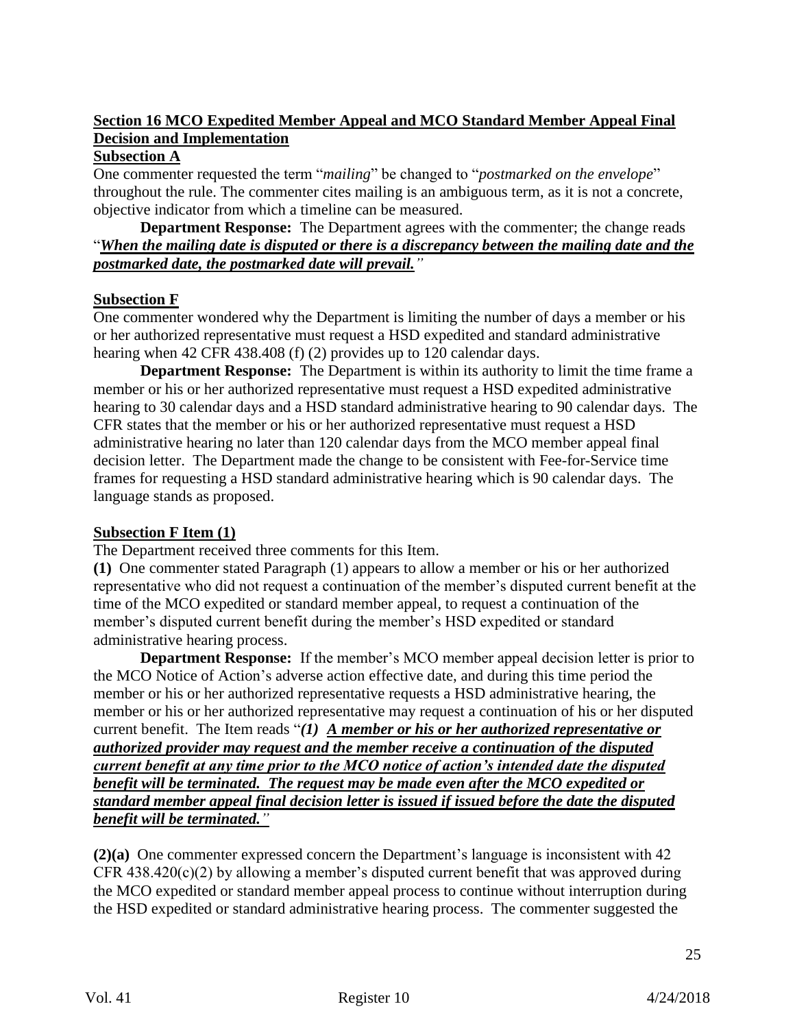**Section 16 MCO Expedited Member Appeal and MCO Standard Member Appeal Final Decision and Implementation**

**Subsection A**

One commenter requested the term "*mailing*" be changed to "*postmarked on the envelope*" throughout the rule. The commenter cites mailing is an ambiguous term, as it is not a concrete, objective indicator from which a timeline can be measured.

**Department Response:** The Department agrees with the commenter; the change reads "***When the mailing date is disputed or there is a discrepancy between the mailing date and the postmarked date, the postmarked date will prevail.***"

**Subsection F**

One commenter wondered why the Department is limiting the number of days a member or his or her authorized representative must request a HSD expedited and standard administrative hearing when 42 CFR 438.408 (f) (2) provides up to 120 calendar days.

**Department Response:** The Department is within its authority to limit the time frame a member or his or her authorized representative must request a HSD expedited administrative hearing to 30 calendar days and a HSD standard administrative hearing to 90 calendar days. The CFR states that the member or his or her authorized representative must request a HSD administrative hearing no later than 120 calendar days from the MCO member appeal final decision letter. The Department made the change to be consistent with Fee-for-Service time frames for requesting a HSD standard administrative hearing which is 90 calendar days. The language stands as proposed.

**Subsection F Item (1)**

The Department received three comments for this Item.

**(1)** One commenter stated Paragraph (1) appears to allow a member or his or her authorized representative who did not request a continuation of the member's disputed current benefit at the time of the MCO expedited or standard member appeal, to request a continuation of the member's disputed current benefit during the member's HSD expedited or standard administrative hearing process.

**Department Response:** If the member's MCO member appeal decision letter is prior to the MCO Notice of Action's adverse action effective date, and during this time period the member or his or her authorized representative requests a HSD administrative hearing, the member or his or her authorized representative may request a continuation of his or her disputed current benefit. The Item reads "***(1) A member or his or her authorized representative or authorized provider may request and the member receive a continuation of the disputed current benefit at any time prior to the MCO notice of action's intended date the disputed benefit will be terminated. The request may be made even after the MCO expedited or standard member appeal final decision letter is issued if issued before the date the disputed benefit will be terminated.***"

**(2)(a)** One commenter expressed concern the Department's language is inconsistent with 42 CFR 438.420(c)(2) by allowing a member's disputed current benefit that was approved during the MCO expedited or standard member appeal process to continue without interruption during the HSD expedited or standard administrative hearing process. The commenter suggested the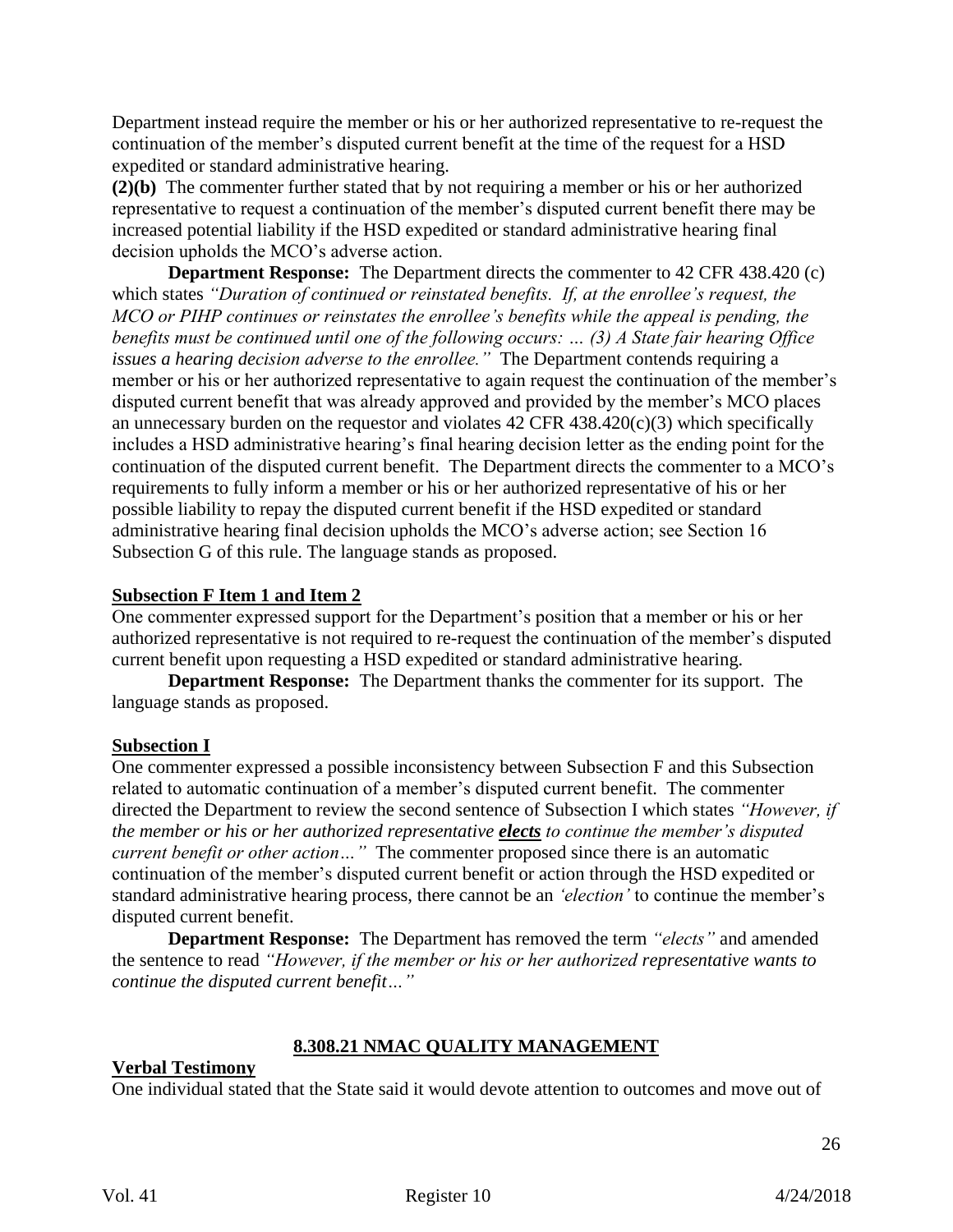Department instead require the member or his or her authorized representative to re-request the continuation of the member's disputed current benefit at the time of the request for a HSD expedited or standard administrative hearing.

**(2)(b)** The commenter further stated that by not requiring a member or his or her authorized representative to request a continuation of the member's disputed current benefit there may be increased potential liability if the HSD expedited or standard administrative hearing final decision upholds the MCO's adverse action.

**Department Response:** The Department directs the commenter to 42 CFR 438.420 (c) which states *"Duration of continued or reinstated benefits. If, at the enrollee's request, the MCO or PIHP continues or reinstates the enrollee's benefits while the appeal is pending, the benefits must be continued until one of the following occurs: … (3) A State fair hearing Office issues a hearing decision adverse to the enrollee."* The Department contends requiring a member or his or her authorized representative to again request the continuation of the member's disputed current benefit that was already approved and provided by the member's MCO places an unnecessary burden on the requestor and violates 42 CFR 438.420(c)(3) which specifically includes a HSD administrative hearing's final hearing decision letter as the ending point for the continuation of the disputed current benefit. The Department directs the commenter to a MCO's requirements to fully inform a member or his or her authorized representative of his or her possible liability to repay the disputed current benefit if the HSD expedited or standard administrative hearing final decision upholds the MCO's adverse action; see Section 16 Subsection G of this rule. The language stands as proposed.

**Subsection F Item 1 and Item 2**

One commenter expressed support for the Department's position that a member or his or her authorized representative is not required to re-request the continuation of the member's disputed current benefit upon requesting a HSD expedited or standard administrative hearing.

**Department Response:** The Department thanks the commenter for its support. The language stands as proposed.

**Subsection I**

One commenter expressed a possible inconsistency between Subsection F and this Subsection related to automatic continuation of a member's disputed current benefit. The commenter directed the Department to review the second sentence of Subsection I which states *"However, if the member or his or her authorized representative **elects** to continue the member's disputed current benefit or other action…"* The commenter proposed since there is an automatic continuation of the member's disputed current benefit or action through the HSD expedited or standard administrative hearing process, there cannot be an *'election'* to continue the member's disputed current benefit.

**Department Response:** The Department has removed the term *"elects"* and amended the sentence to read *"However, if the member or his or her authorized representative wants to continue the disputed current benefit…"*

## 8.308.21 NMAC QUALITY MANAGEMENT

**Verbal Testimony**

One individual stated that the State said it would devote attention to outcomes and move out of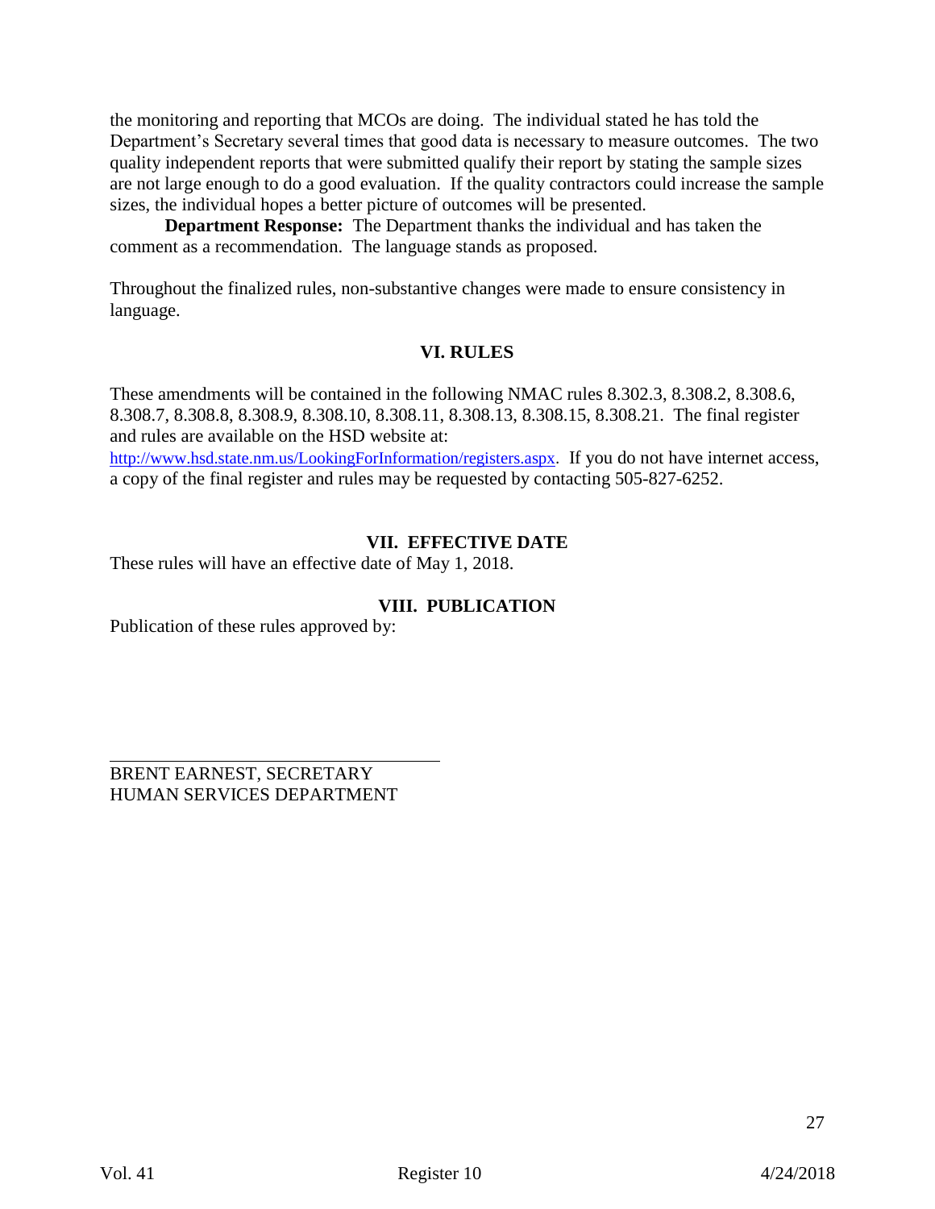the monitoring and reporting that MCOs are doing. The individual stated he has told the Department's Secretary several times that good data is necessary to measure outcomes. The two quality independent reports that were submitted qualify their report by stating the sample sizes are not large enough to do a good evaluation. If the quality contractors could increase the sample sizes, the individual hopes a better picture of outcomes will be presented.

**Department Response:** The Department thanks the individual and has taken the comment as a recommendation. The language stands as proposed.

Throughout the finalized rules, non-substantive changes were made to ensure consistency in language.

## VI. RULES

These amendments will be contained in the following NMAC rules 8.302.3, 8.308.2, 8.308.6, 8.308.7, 8.308.8, 8.308.9, 8.308.10, 8.308.11, 8.308.13, 8.308.15, 8.308.21. The final register and rules are available on the HSD website at: http://www.hsd.state.nm.us/LookingForInformation/registers.aspx. If you do not have internet access, a copy of the final register and rules may be requested by contacting 505-827-6252.

## VII. EFFECTIVE DATE

These rules will have an effective date of May 1, 2018.

## VIII. PUBLICATION

Publication of these rules approved by:

_______________________________

BRENT EARNEST, SECRETARY
HUMAN SERVICES DEPARTMENT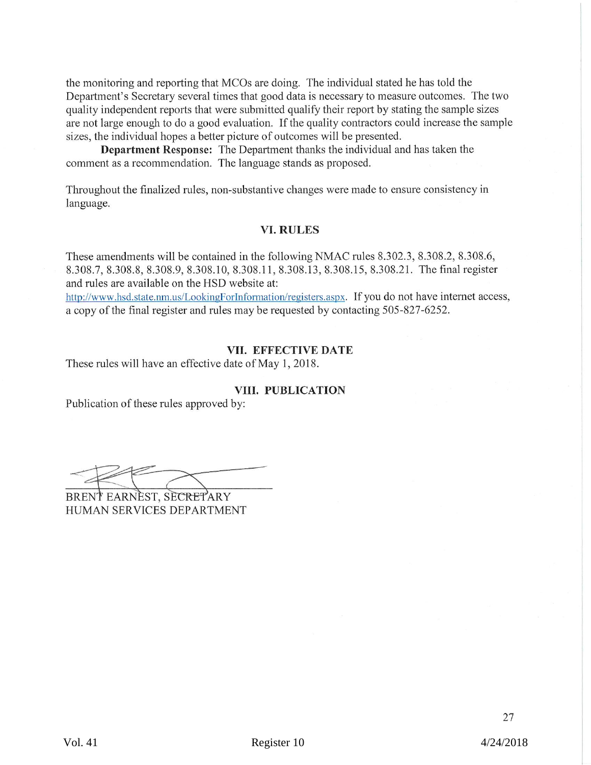the monitoring and reporting that MCOs are doing. The individual stated he has told the Department's Secretary several times that good data is necessary to measure outcomes. The two quality independent reports that were submitted qualify their report by stating the sample sizes are not large enough to do a good evaluation. If the quality contractors could increase the sample sizes, the individual hopes a better picture of outcomes will be presented.

**Department Response:** The Department thanks the individual and has taken the comment as a recommendation. The language stands as proposed.

Throughout the finalized rules, non-substantive changes were made to ensure consistency in language.

## VI. RULES

These amendments will be contained in the following NMAC rules 8.302.3, 8.308.2, 8.308.6, 8.308.7, 8.308.8, 8.308.9, 8.308.10, 8.308.11, 8.308.13, 8.308.15, 8.308.21. The final register and rules are available on the HSD website at: http://www.hsd.state.nm.us/LookingForInformation/registers.aspx. If you do not have internet access, a copy of the final register and rules may be requested by contacting 505-827-6252.

## VII. EFFECTIVE DATE

These rules will have an effective date of May 1, 2018.

## VIII. PUBLICATION

Publication of these rules approved by:

BRENT EARNEST, SECRETARY
HUMAN SERVICES DEPARTMENT